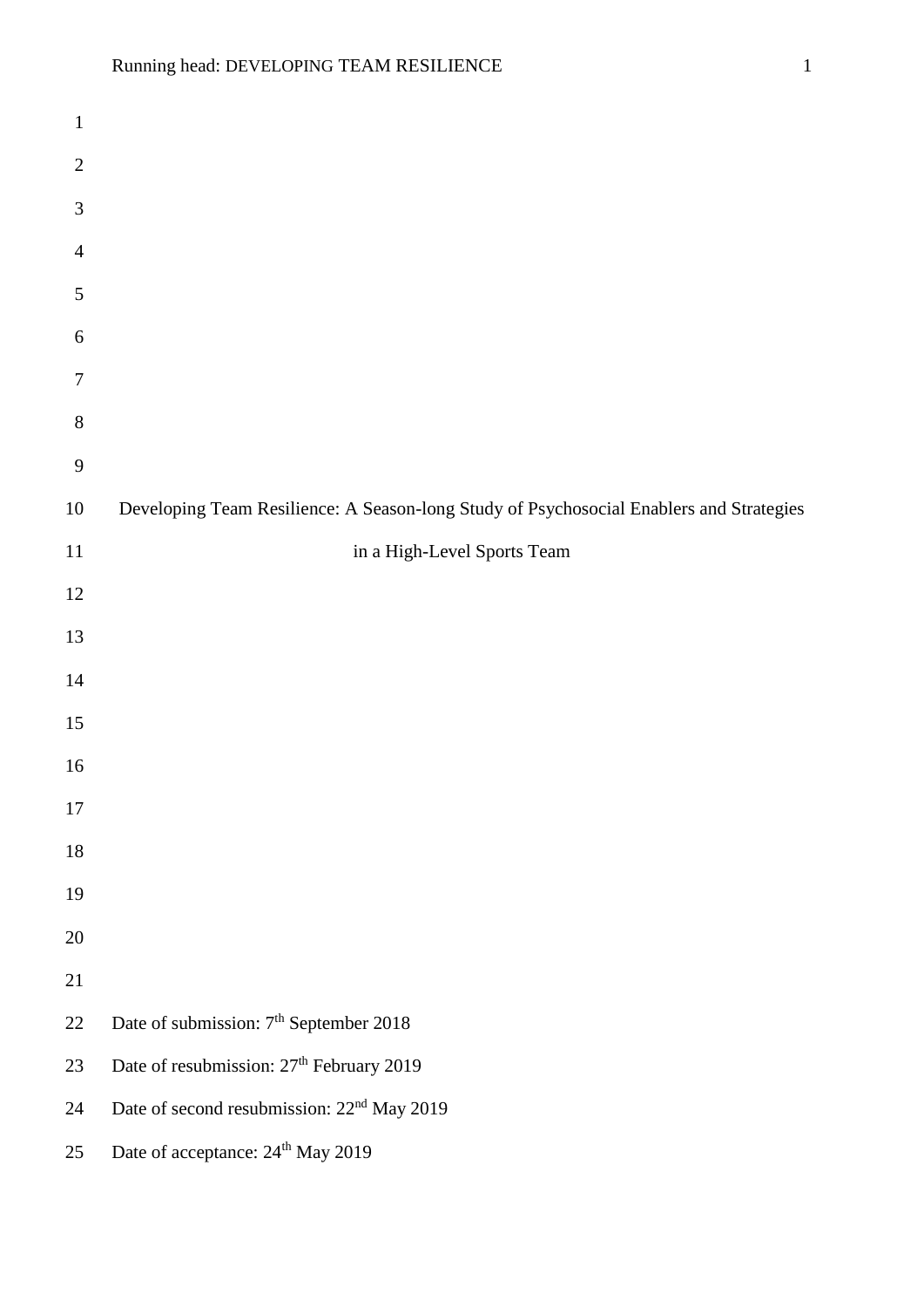# Developing Team Resilience: A Season-long Study of Psychosocial Enablers and Strategies in a High-Level Sports Team

Date of submission: 7th September 2018

Date of resubmission: 27th February 2019

Date of second resubmission: 22nd May 2019

Date of acceptance: 24th May 2019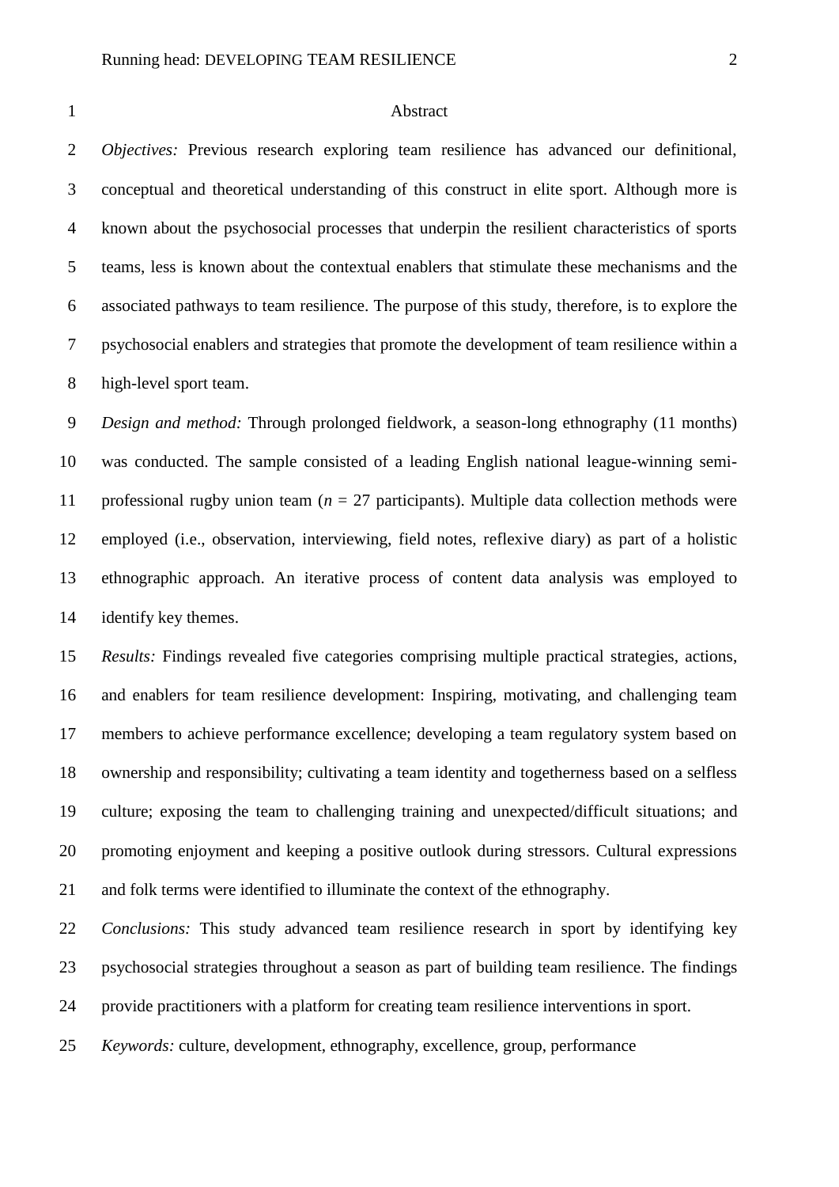# Abstract

*Objectives:* Previous research exploring team resilience has advanced our definitional, conceptual and theoretical understanding of this construct in elite sport. Although more is known about the psychosocial processes that underpin the resilient characteristics of sports teams, less is known about the contextual enablers that stimulate these mechanisms and the associated pathways to team resilience. The purpose of this study, therefore, is to explore the psychosocial enablers and strategies that promote the development of team resilience within a high-level sport team.

*Design and method:* Through prolonged fieldwork, a season-long ethnography (11 months) was conducted. The sample consisted of a leading English national league-winning semi-professional rugby union team ($n$ = 27 participants). Multiple data collection methods were employed (i.e., observation, interviewing, field notes, reflexive diary) as part of a holistic ethnographic approach. An iterative process of content data analysis was employed to identify key themes.

*Results:* Findings revealed five categories comprising multiple practical strategies, actions, and enablers for team resilience development: Inspiring, motivating, and challenging team members to achieve performance excellence; developing a team regulatory system based on ownership and responsibility; cultivating a team identity and togetherness based on a selfless culture; exposing the team to challenging training and unexpected/difficult situations; and promoting enjoyment and keeping a positive outlook during stressors. Cultural expressions and folk terms were identified to illuminate the context of the ethnography.

*Conclusions:* This study advanced team resilience research in sport by identifying key psychosocial strategies throughout a season as part of building team resilience. The findings provide practitioners with a platform for creating team resilience interventions in sport.

*Keywords:* culture, development, ethnography, excellence, group, performance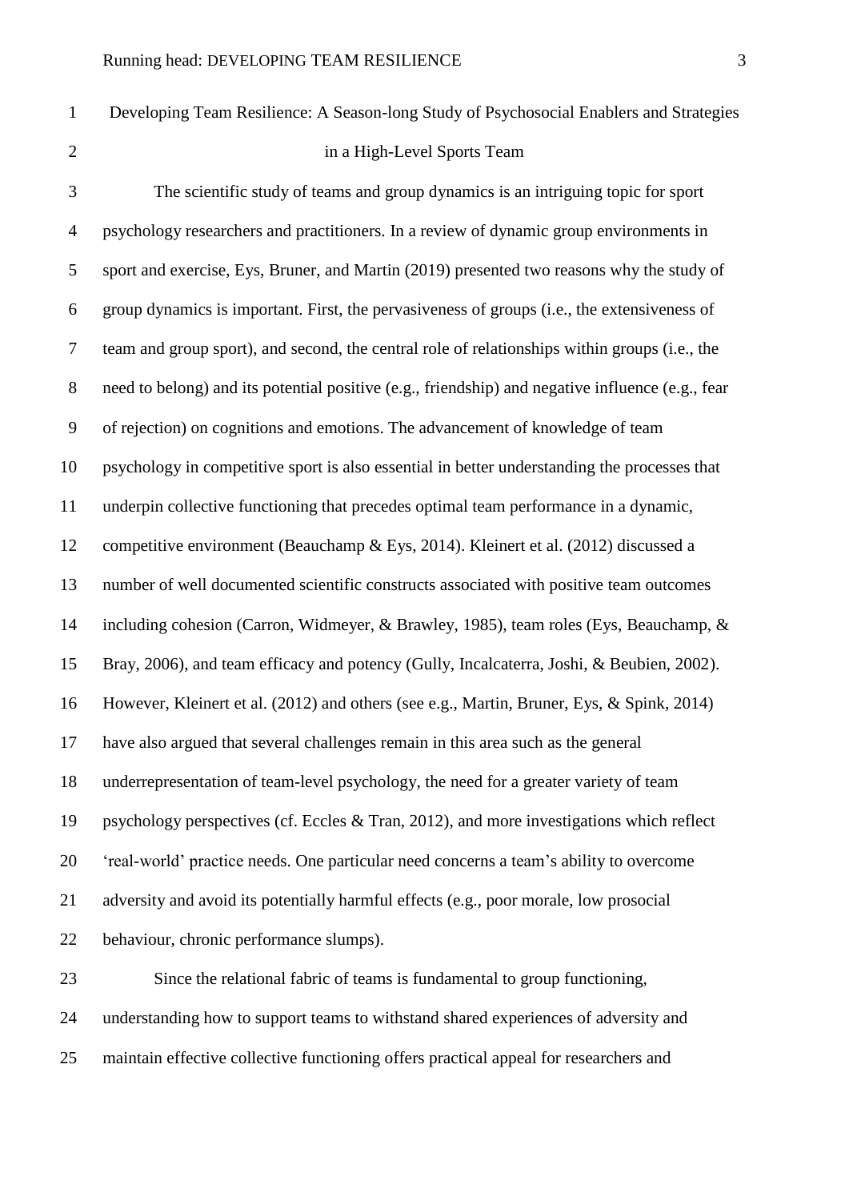# Developing Team Resilience: A Season-long Study of Psychosocial Enablers and Strategies in a High-Level Sports Team

The scientific study of teams and group dynamics is an intriguing topic for sport psychology researchers and practitioners. In a review of dynamic group environments in sport and exercise, Eys, Bruner, and Martin (2019) presented two reasons why the study of group dynamics is important. First, the pervasiveness of groups (i.e., the extensiveness of team and group sport), and second, the central role of relationships within groups (i.e., the need to belong) and its potential positive (e.g., friendship) and negative influence (e.g., fear of rejection) on cognitions and emotions. The advancement of knowledge of team psychology in competitive sport is also essential in better understanding the processes that underpin collective functioning that precedes optimal team performance in a dynamic, competitive environment (Beauchamp & Eys, 2014). Kleinert et al. (2012) discussed a number of well documented scientific constructs associated with positive team outcomes including cohesion (Carron, Widmeyer, & Brawley, 1985), team roles (Eys, Beauchamp, & Bray, 2006), and team efficacy and potency (Gully, Incalcaterra, Joshi, & Beubien, 2002). However, Kleinert et al. (2012) and others (see e.g., Martin, Bruner, Eys, & Spink, 2014) have also argued that several challenges remain in this area such as the general underrepresentation of team-level psychology, the need for a greater variety of team psychology perspectives (cf. Eccles & Tran, 2012), and more investigations which reflect 'real-world' practice needs. One particular need concerns a team's ability to overcome adversity and avoid its potentially harmful effects (e.g., poor morale, low prosocial behaviour, chronic performance slumps).

Since the relational fabric of teams is fundamental to group functioning, understanding how to support teams to withstand shared experiences of adversity and maintain effective collective functioning offers practical appeal for researchers and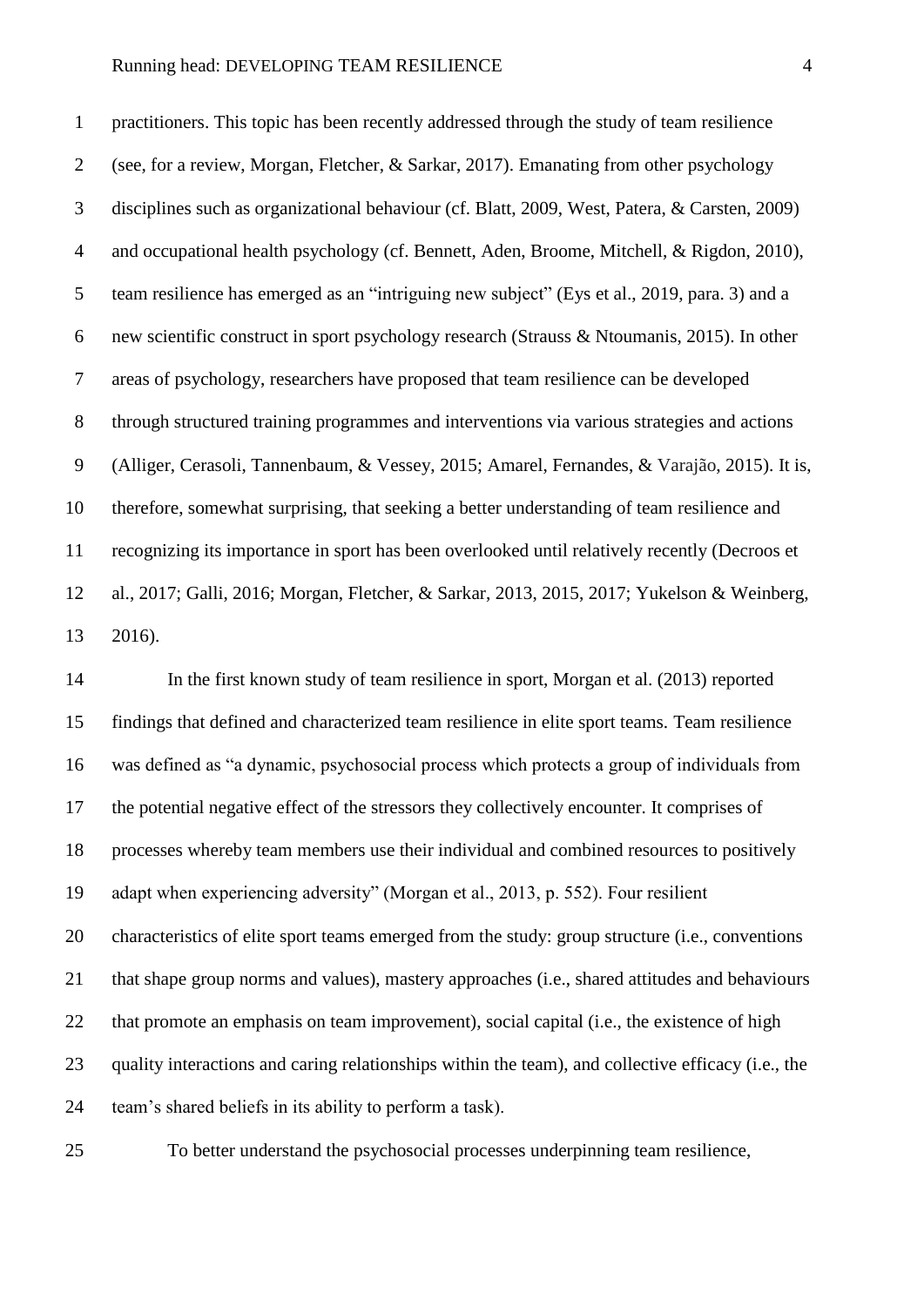practitioners. This topic has been recently addressed through the study of team resilience (see, for a review, Morgan, Fletcher, & Sarkar, 2017). Emanating from other psychology disciplines such as organizational behaviour (cf. Blatt, 2009, West, Patera, & Carsten, 2009) and occupational health psychology (cf. Bennett, Aden, Broome, Mitchell, & Rigdon, 2010), team resilience has emerged as an "intriguing new subject" (Eys et al., 2019, para. 3) and a new scientific construct in sport psychology research (Strauss & Ntoumanis, 2015). In other areas of psychology, researchers have proposed that team resilience can be developed through structured training programmes and interventions via various strategies and actions (Alliger, Cerasoli, Tannenbaum, & Vessey, 2015; Amarel, Fernandes, & Varajão, 2015). It is, therefore, somewhat surprising, that seeking a better understanding of team resilience and recognizing its importance in sport has been overlooked until relatively recently (Decroos et al., 2017; Galli, 2016; Morgan, Fletcher, & Sarkar, 2013, 2015, 2017; Yukelson & Weinberg, 2016).

In the first known study of team resilience in sport, Morgan et al. (2013) reported findings that defined and characterized team resilience in elite sport teams. Team resilience was defined as "a dynamic, psychosocial process which protects a group of individuals from the potential negative effect of the stressors they collectively encounter. It comprises of processes whereby team members use their individual and combined resources to positively adapt when experiencing adversity" (Morgan et al., 2013, p. 552). Four resilient characteristics of elite sport teams emerged from the study: group structure (i.e., conventions that shape group norms and values), mastery approaches (i.e., shared attitudes and behaviours that promote an emphasis on team improvement), social capital (i.e., the existence of high quality interactions and caring relationships within the team), and collective efficacy (i.e., the team's shared beliefs in its ability to perform a task).

To better understand the psychosocial processes underpinning team resilience,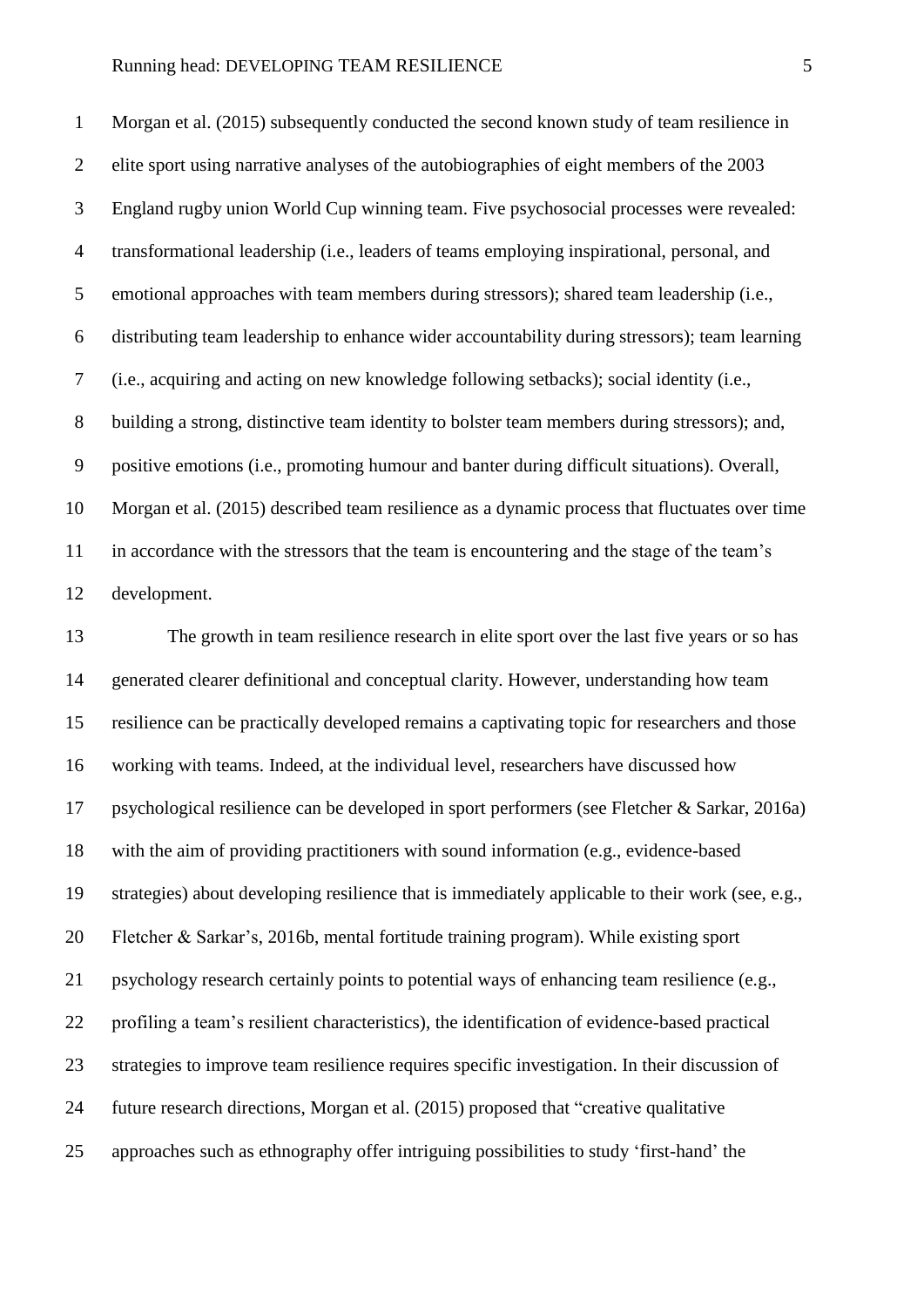Morgan et al. (2015) subsequently conducted the second known study of team resilience in elite sport using narrative analyses of the autobiographies of eight members of the 2003 England rugby union World Cup winning team. Five psychosocial processes were revealed: transformational leadership (i.e., leaders of teams employing inspirational, personal, and emotional approaches with team members during stressors); shared team leadership (i.e., distributing team leadership to enhance wider accountability during stressors); team learning (i.e., acquiring and acting on new knowledge following setbacks); social identity (i.e., building a strong, distinctive team identity to bolster team members during stressors); and, positive emotions (i.e., promoting humour and banter during difficult situations). Overall, Morgan et al. (2015) described team resilience as a dynamic process that fluctuates over time in accordance with the stressors that the team is encountering and the stage of the team's development.

The growth in team resilience research in elite sport over the last five years or so has generated clearer definitional and conceptual clarity. However, understanding how team resilience can be practically developed remains a captivating topic for researchers and those working with teams. Indeed, at the individual level, researchers have discussed how psychological resilience can be developed in sport performers (see Fletcher & Sarkar, 2016a) with the aim of providing practitioners with sound information (e.g., evidence-based strategies) about developing resilience that is immediately applicable to their work (see, e.g., Fletcher & Sarkar's, 2016b, mental fortitude training program). While existing sport psychology research certainly points to potential ways of enhancing team resilience (e.g., profiling a team's resilient characteristics), the identification of evidence-based practical strategies to improve team resilience requires specific investigation. In their discussion of future research directions, Morgan et al. (2015) proposed that "creative qualitative approaches such as ethnography offer intriguing possibilities to study 'first-hand' the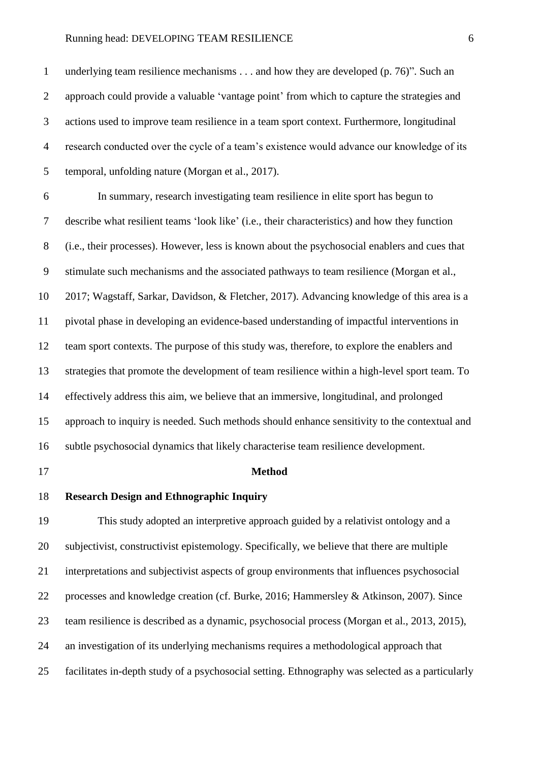underlying team resilience mechanisms . . . and how they are developed (p. 76)". Such an approach could provide a valuable 'vantage point' from which to capture the strategies and actions used to improve team resilience in a team sport context. Furthermore, longitudinal research conducted over the cycle of a team's existence would advance our knowledge of its temporal, unfolding nature (Morgan et al., 2017).

In summary, research investigating team resilience in elite sport has begun to describe what resilient teams 'look like' (i.e., their characteristics) and how they function (i.e., their processes). However, less is known about the psychosocial enablers and cues that stimulate such mechanisms and the associated pathways to team resilience (Morgan et al., 2017; Wagstaff, Sarkar, Davidson, & Fletcher, 2017). Advancing knowledge of this area is a pivotal phase in developing an evidence-based understanding of impactful interventions in team sport contexts. The purpose of this study was, therefore, to explore the enablers and strategies that promote the development of team resilience within a high-level sport team. To effectively address this aim, we believe that an immersive, longitudinal, and prolonged approach to inquiry is needed. Such methods should enhance sensitivity to the contextual and subtle psychosocial dynamics that likely characterise team resilience development.

# Method

## Research Design and Ethnographic Inquiry

This study adopted an interpretive approach guided by a relativist ontology and a subjectivist, constructivist epistemology. Specifically, we believe that there are multiple interpretations and subjectivist aspects of group environments that influences psychosocial processes and knowledge creation (cf. Burke, 2016; Hammersley & Atkinson, 2007). Since team resilience is described as a dynamic, psychosocial process (Morgan et al., 2013, 2015), an investigation of its underlying mechanisms requires a methodological approach that facilitates in-depth study of a psychosocial setting. Ethnography was selected as a particularly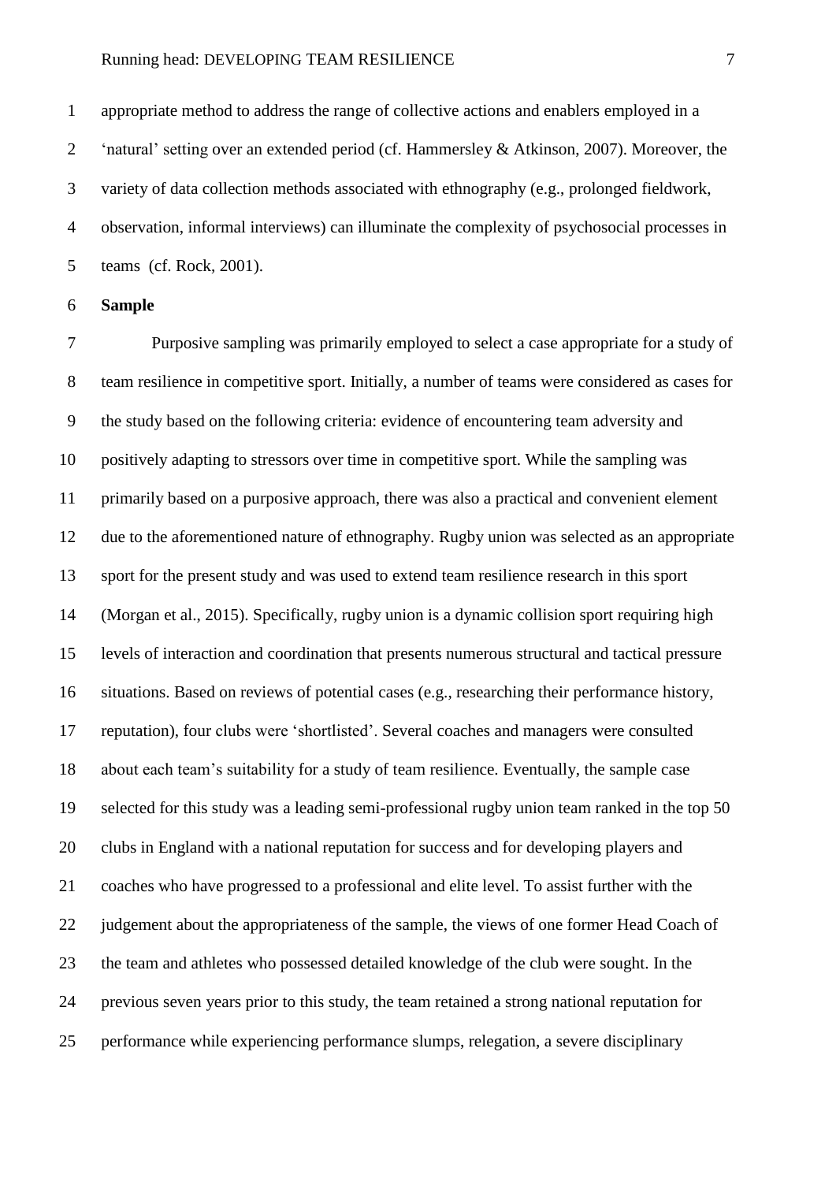appropriate method to address the range of collective actions and enablers employed in a 'natural' setting over an extended period (cf. Hammersley & Atkinson, 2007). Moreover, the variety of data collection methods associated with ethnography (e.g., prolonged fieldwork, observation, informal interviews) can illuminate the complexity of psychosocial processes in teams (cf. Rock, 2001).

**Sample**

Purposive sampling was primarily employed to select a case appropriate for a study of team resilience in competitive sport. Initially, a number of teams were considered as cases for the study based on the following criteria: evidence of encountering team adversity and positively adapting to stressors over time in competitive sport. While the sampling was primarily based on a purposive approach, there was also a practical and convenient element due to the aforementioned nature of ethnography. Rugby union was selected as an appropriate sport for the present study and was used to extend team resilience research in this sport (Morgan et al., 2015). Specifically, rugby union is a dynamic collision sport requiring high levels of interaction and coordination that presents numerous structural and tactical pressure situations. Based on reviews of potential cases (e.g., researching their performance history, reputation), four clubs were 'shortlisted'. Several coaches and managers were consulted about each team's suitability for a study of team resilience. Eventually, the sample case selected for this study was a leading semi-professional rugby union team ranked in the top 50 clubs in England with a national reputation for success and for developing players and coaches who have progressed to a professional and elite level. To assist further with the judgement about the appropriateness of the sample, the views of one former Head Coach of the team and athletes who possessed detailed knowledge of the club were sought. In the previous seven years prior to this study, the team retained a strong national reputation for performance while experiencing performance slumps, relegation, a severe disciplinary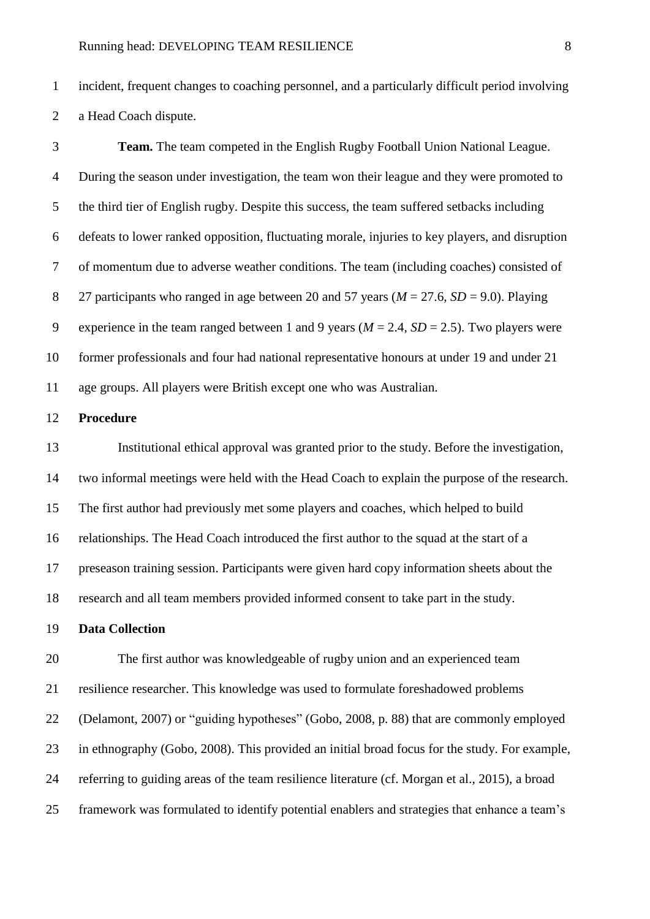incident, frequent changes to coaching personnel, and a particularly difficult period involving a Head Coach dispute.

**Team.** The team competed in the English Rugby Football Union National League. During the season under investigation, the team won their league and they were promoted to the third tier of English rugby. Despite this success, the team suffered setbacks including defeats to lower ranked opposition, fluctuating morale, injuries to key players, and disruption of momentum due to adverse weather conditions. The team (including coaches) consisted of 27 participants who ranged in age between 20 and 57 years ($M$ = 27.6, $SD$ = 9.0). Playing experience in the team ranged between 1 and 9 years ($M$ = 2.4, $SD$ = 2.5). Two players were former professionals and four had national representative honours at under 19 and under 21 age groups. All players were British except one who was Australian.

## Procedure

Institutional ethical approval was granted prior to the study. Before the investigation, two informal meetings were held with the Head Coach to explain the purpose of the research. The first author had previously met some players and coaches, which helped to build relationships. The Head Coach introduced the first author to the squad at the start of a preseason training session. Participants were given hard copy information sheets about the research and all team members provided informed consent to take part in the study.

## Data Collection

The first author was knowledgeable of rugby union and an experienced team resilience researcher. This knowledge was used to formulate foreshadowed problems (Delamont, 2007) or "guiding hypotheses" (Gobo, 2008, p. 88) that are commonly employed in ethnography (Gobo, 2008). This provided an initial broad focus for the study. For example, referring to guiding areas of the team resilience literature (cf. Morgan et al., 2015), a broad framework was formulated to identify potential enablers and strategies that enhance a team's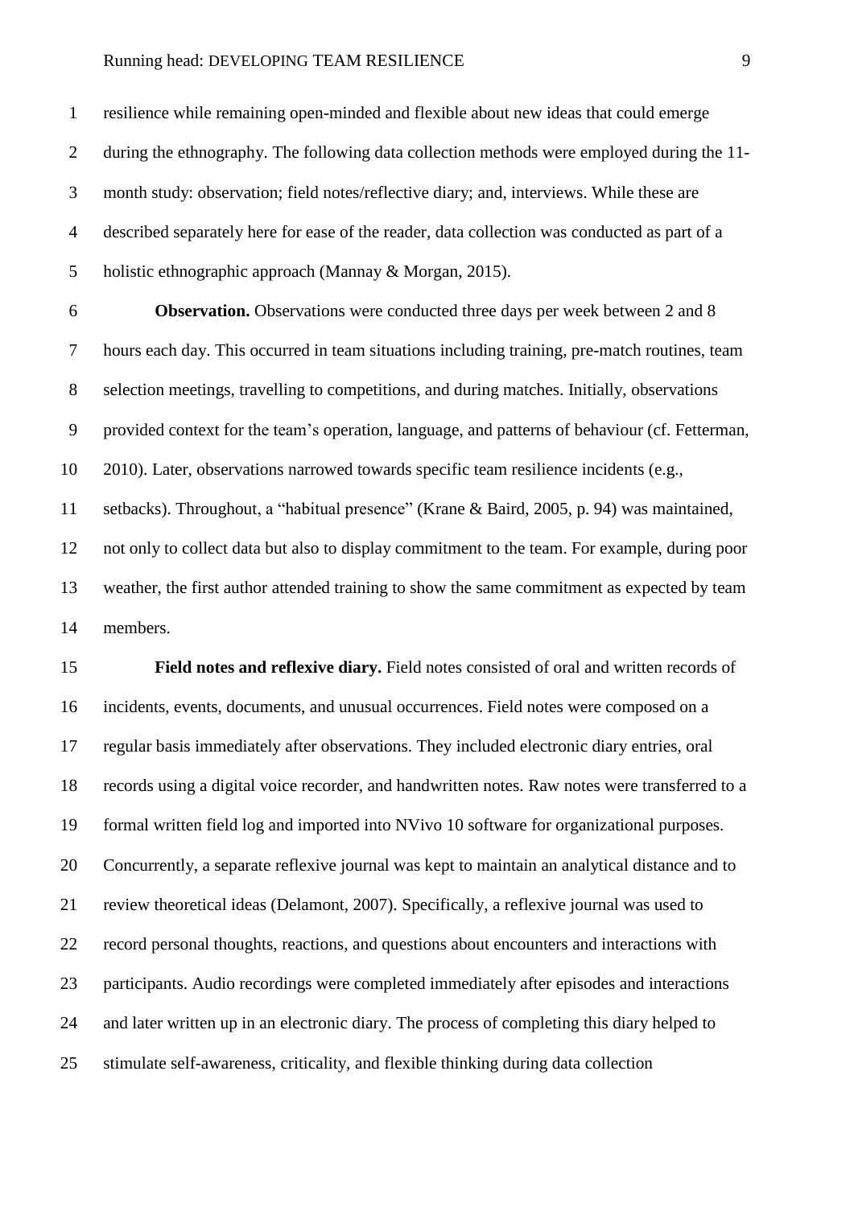resilience while remaining open-minded and flexible about new ideas that could emerge during the ethnography. The following data collection methods were employed during the 11-month study: observation; field notes/reflective diary; and, interviews. While these are described separately here for ease of the reader, data collection was conducted as part of a holistic ethnographic approach (Mannay & Morgan, 2015).

**Observation.** Observations were conducted three days per week between 2 and 8 hours each day. This occurred in team situations including training, pre-match routines, team selection meetings, travelling to competitions, and during matches. Initially, observations provided context for the team's operation, language, and patterns of behaviour (cf. Fetterman, 2010). Later, observations narrowed towards specific team resilience incidents (e.g., setbacks). Throughout, a "habitual presence" (Krane & Baird, 2005, p. 94) was maintained, not only to collect data but also to display commitment to the team. For example, during poor weather, the first author attended training to show the same commitment as expected by team members.

**Field notes and reflexive diary.** Field notes consisted of oral and written records of incidents, events, documents, and unusual occurrences. Field notes were composed on a regular basis immediately after observations. They included electronic diary entries, oral records using a digital voice recorder, and handwritten notes. Raw notes were transferred to a formal written field log and imported into NVivo 10 software for organizational purposes. Concurrently, a separate reflexive journal was kept to maintain an analytical distance and to review theoretical ideas (Delamont, 2007). Specifically, a reflexive journal was used to record personal thoughts, reactions, and questions about encounters and interactions with participants. Audio recordings were completed immediately after episodes and interactions and later written up in an electronic diary. The process of completing this diary helped to stimulate self-awareness, criticality, and flexible thinking during data collection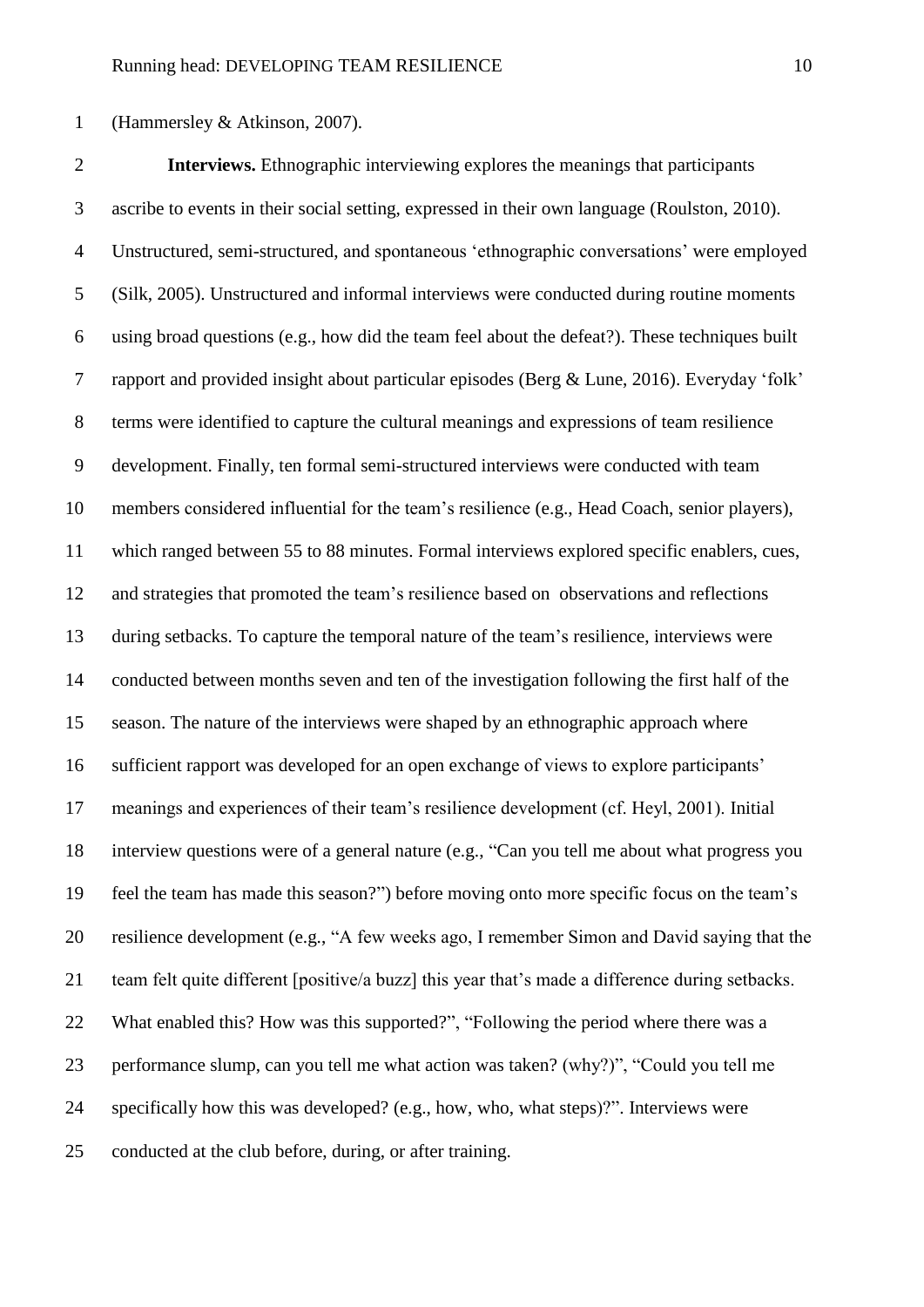(Hammersley & Atkinson, 2007).

**Interviews.** Ethnographic interviewing explores the meanings that participants ascribe to events in their social setting, expressed in their own language (Roulston, 2010). Unstructured, semi-structured, and spontaneous 'ethnographic conversations' were employed (Silk, 2005). Unstructured and informal interviews were conducted during routine moments using broad questions (e.g., how did the team feel about the defeat?). These techniques built rapport and provided insight about particular episodes (Berg & Lune, 2016). Everyday 'folk' terms were identified to capture the cultural meanings and expressions of team resilience development. Finally, ten formal semi-structured interviews were conducted with team members considered influential for the team's resilience (e.g., Head Coach, senior players), which ranged between 55 to 88 minutes. Formal interviews explored specific enablers, cues, and strategies that promoted the team's resilience based on observations and reflections during setbacks. To capture the temporal nature of the team's resilience, interviews were conducted between months seven and ten of the investigation following the first half of the season. The nature of the interviews were shaped by an ethnographic approach where sufficient rapport was developed for an open exchange of views to explore participants' meanings and experiences of their team's resilience development (cf. Heyl, 2001). Initial interview questions were of a general nature (e.g., "Can you tell me about what progress you feel the team has made this season?") before moving onto more specific focus on the team's resilience development (e.g., "A few weeks ago, I remember Simon and David saying that the team felt quite different [positive/a buzz] this year that's made a difference during setbacks. What enabled this? How was this supported?", "Following the period where there was a performance slump, can you tell me what action was taken? (why?)", "Could you tell me specifically how this was developed? (e.g., how, who, what steps)?". Interviews were conducted at the club before, during, or after training.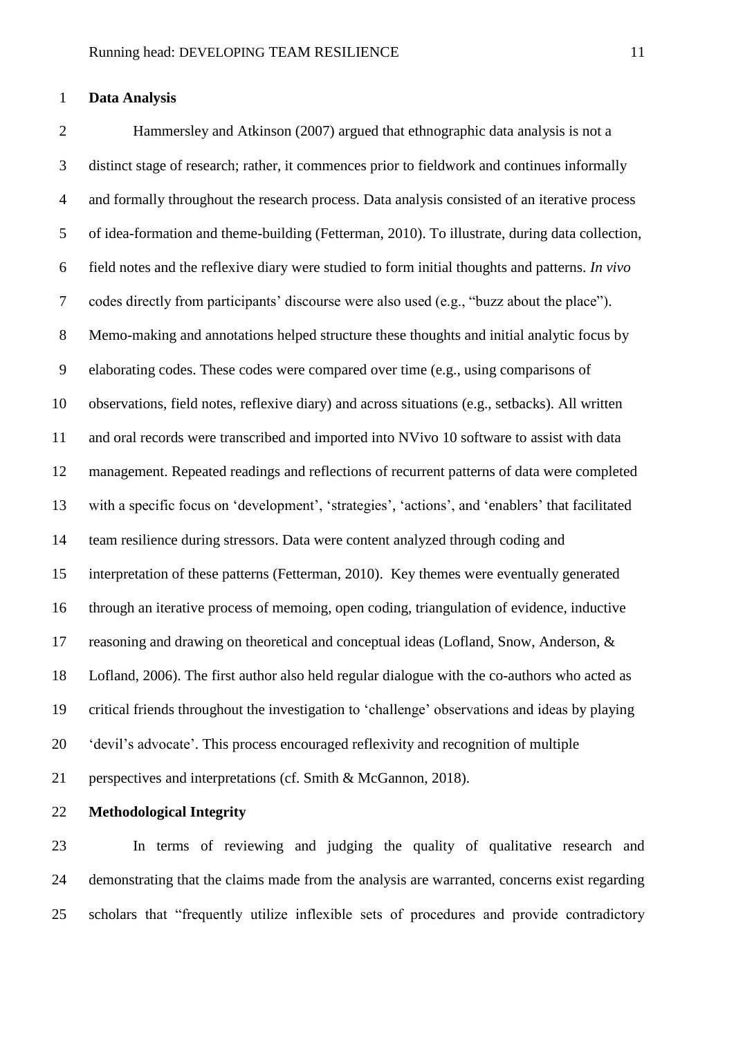## Data Analysis

Hammersley and Atkinson (2007) argued that ethnographic data analysis is not a distinct stage of research; rather, it commences prior to fieldwork and continues informally and formally throughout the research process. Data analysis consisted of an iterative process of idea-formation and theme-building (Fetterman, 2010). To illustrate, during data collection, field notes and the reflexive diary were studied to form initial thoughts and patterns. *In vivo* codes directly from participants' discourse were also used (e.g., "buzz about the place"). Memo-making and annotations helped structure these thoughts and initial analytic focus by elaborating codes. These codes were compared over time (e.g., using comparisons of observations, field notes, reflexive diary) and across situations (e.g., setbacks). All written and oral records were transcribed and imported into NVivo 10 software to assist with data management. Repeated readings and reflections of recurrent patterns of data were completed with a specific focus on 'development', 'strategies', 'actions', and 'enablers' that facilitated team resilience during stressors. Data were content analyzed through coding and interpretation of these patterns (Fetterman, 2010). Key themes were eventually generated through an iterative process of memoing, open coding, triangulation of evidence, inductive reasoning and drawing on theoretical and conceptual ideas (Lofland, Snow, Anderson, & Lofland, 2006). The first author also held regular dialogue with the co-authors who acted as critical friends throughout the investigation to 'challenge' observations and ideas by playing 'devil's advocate'. This process encouraged reflexivity and recognition of multiple perspectives and interpretations (cf. Smith & McGannon, 2018).

## Methodological Integrity

In terms of reviewing and judging the quality of qualitative research and demonstrating that the claims made from the analysis are warranted, concerns exist regarding scholars that "frequently utilize inflexible sets of procedures and provide contradictory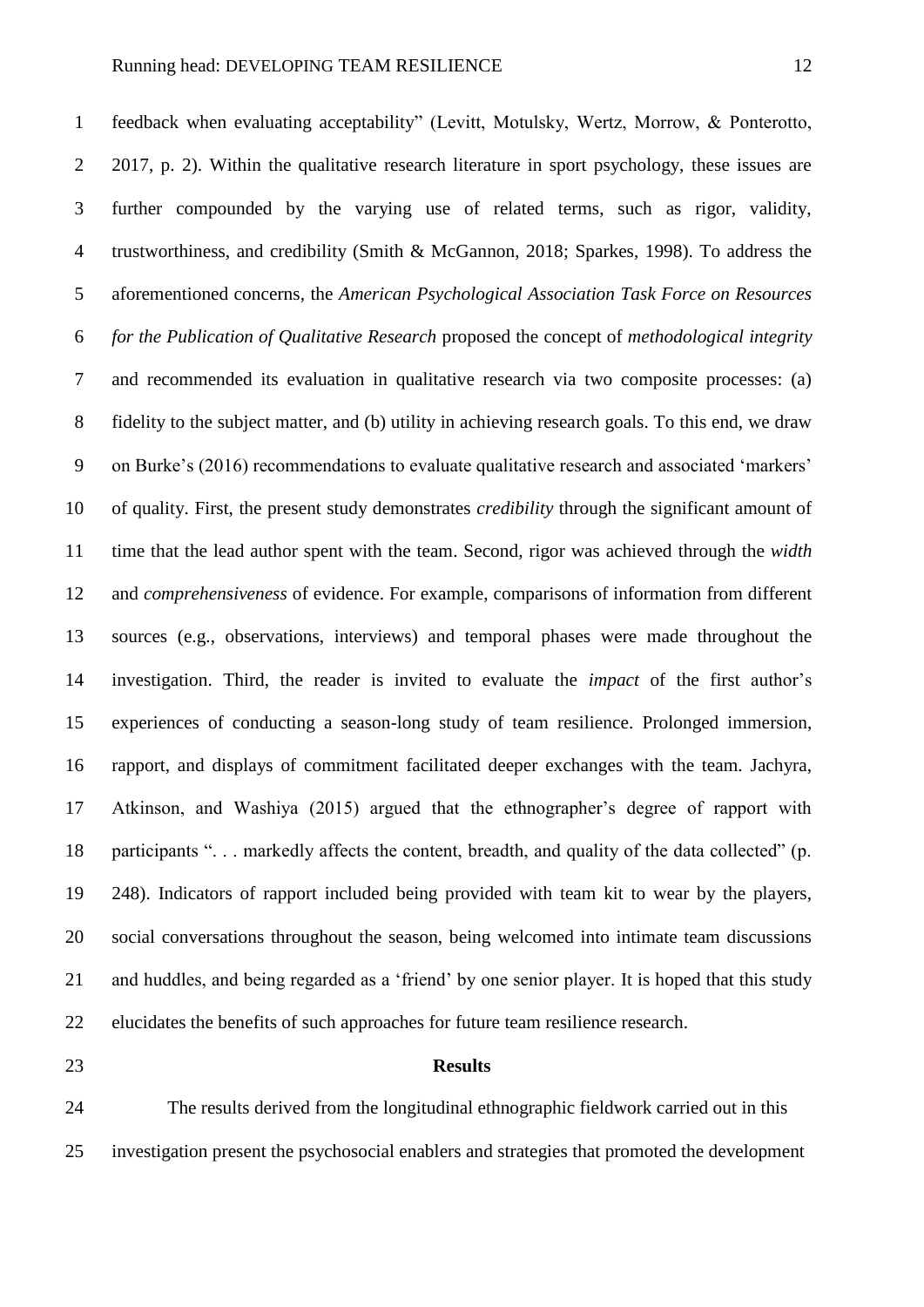feedback when evaluating acceptability" (Levitt, Motulsky, Wertz, Morrow, & Ponterotto, 2017, p. 2). Within the qualitative research literature in sport psychology, these issues are further compounded by the varying use of related terms, such as rigor, validity, trustworthiness, and credibility (Smith & McGannon, 2018; Sparkes, 1998). To address the aforementioned concerns, the *American Psychological Association Task Force on Resources for the Publication of Qualitative Research* proposed the concept of *methodological integrity* and recommended its evaluation in qualitative research via two composite processes: (a) fidelity to the subject matter, and (b) utility in achieving research goals. To this end, we draw on Burke's (2016) recommendations to evaluate qualitative research and associated 'markers' of quality. First, the present study demonstrates *credibility* through the significant amount of time that the lead author spent with the team. Second, rigor was achieved through the *width* and *comprehensiveness* of evidence. For example, comparisons of information from different sources (e.g., observations, interviews) and temporal phases were made throughout the investigation. Third, the reader is invited to evaluate the *impact* of the first author's experiences of conducting a season-long study of team resilience. Prolonged immersion, rapport, and displays of commitment facilitated deeper exchanges with the team. Jachyra, Atkinson, and Washiya (2015) argued that the ethnographer's degree of rapport with participants ". . . markedly affects the content, breadth, and quality of the data collected" (p. 248). Indicators of rapport included being provided with team kit to wear by the players, social conversations throughout the season, being welcomed into intimate team discussions and huddles, and being regarded as a 'friend' by one senior player. It is hoped that this study elucidates the benefits of such approaches for future team resilience research.

## Results

The results derived from the longitudinal ethnographic fieldwork carried out in this investigation present the psychosocial enablers and strategies that promoted the development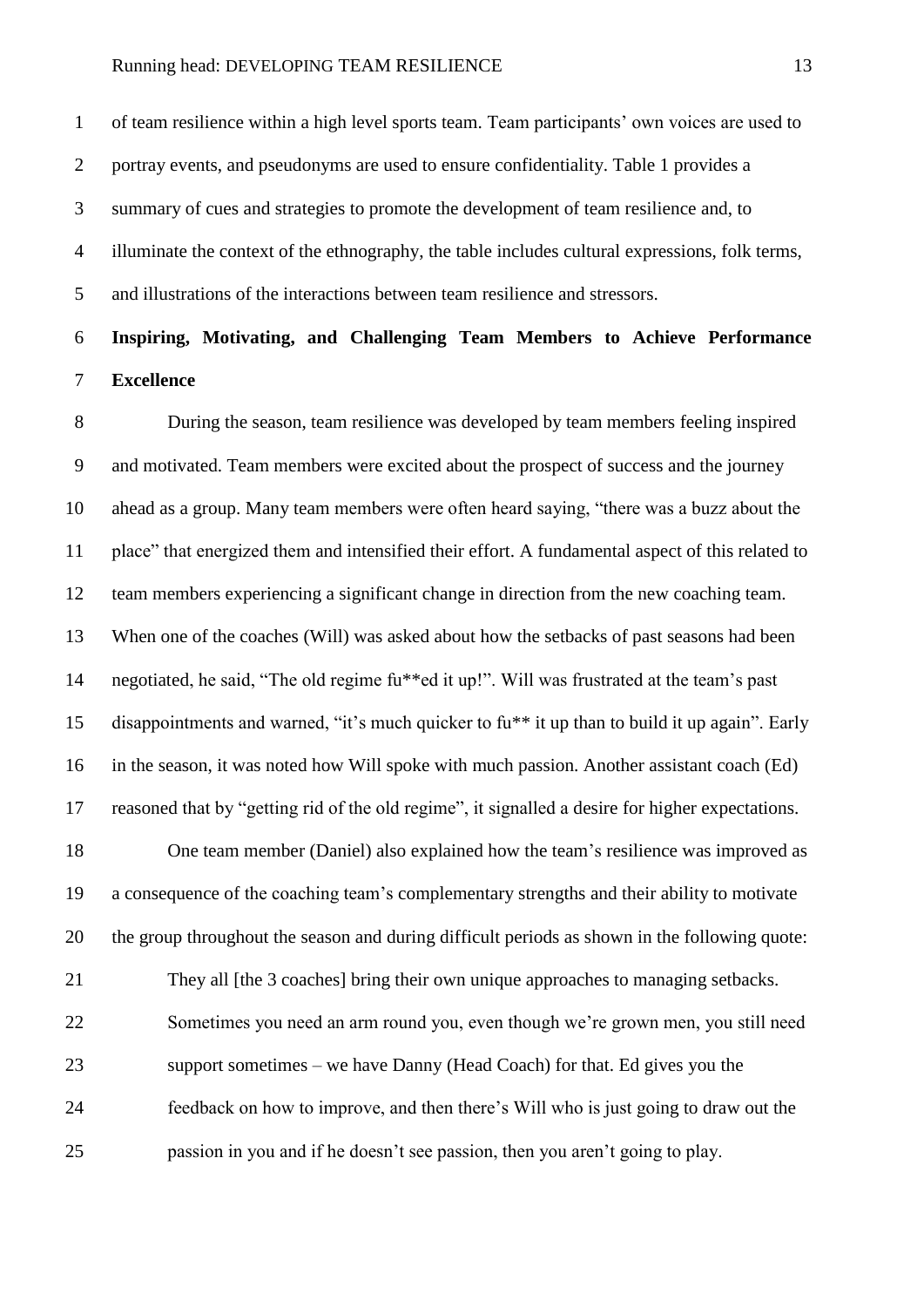of team resilience within a high level sports team. Team participants' own voices are used to portray events, and pseudonyms are used to ensure confidentiality. Table 1 provides a summary of cues and strategies to promote the development of team resilience and, to illuminate the context of the ethnography, the table includes cultural expressions, folk terms, and illustrations of the interactions between team resilience and stressors.

## Inspiring, Motivating, and Challenging Team Members to Achieve Performance Excellence

During the season, team resilience was developed by team members feeling inspired and motivated. Team members were excited about the prospect of success and the journey ahead as a group. Many team members were often heard saying, "there was a buzz about the place" that energized them and intensified their effort. A fundamental aspect of this related to team members experiencing a significant change in direction from the new coaching team. When one of the coaches (Will) was asked about how the setbacks of past seasons had been negotiated, he said, "The old regime fu**ed it up!". Will was frustrated at the team's past disappointments and warned, "it's much quicker to fu** it up than to build it up again". Early in the season, it was noted how Will spoke with much passion. Another assistant coach (Ed) reasoned that by "getting rid of the old regime", it signalled a desire for higher expectations.

One team member (Daniel) also explained how the team's resilience was improved as a consequence of the coaching team's complementary strengths and their ability to motivate the group throughout the season and during difficult periods as shown in the following quote:

> They all [the 3 coaches] bring their own unique approaches to managing setbacks. Sometimes you need an arm round you, even though we're grown men, you still need support sometimes – we have Danny (Head Coach) for that. Ed gives you the feedback on how to improve, and then there's Will who is just going to draw out the passion in you and if he doesn't see passion, then you aren't going to play.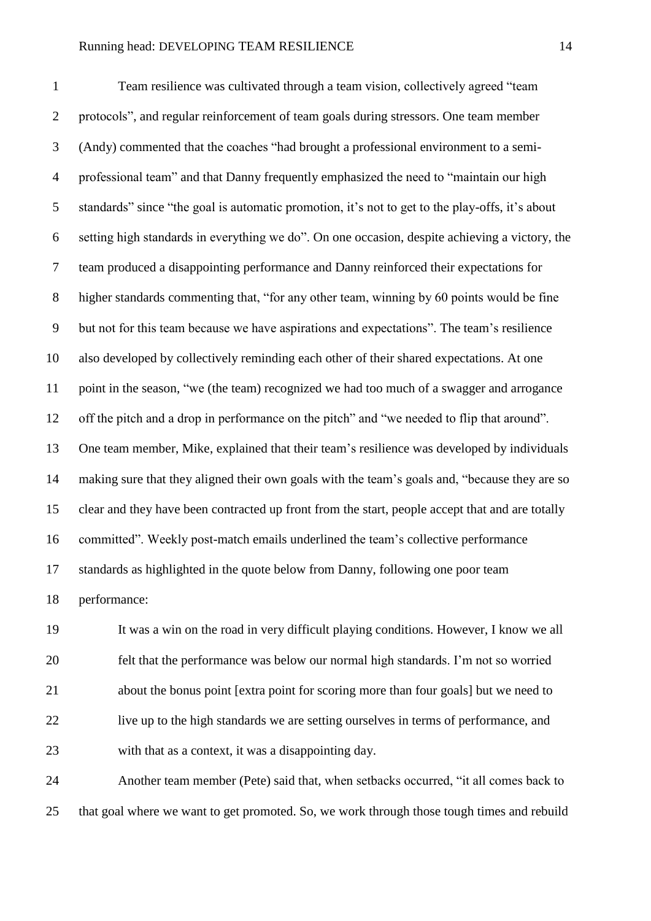Team resilience was cultivated through a team vision, collectively agreed "team protocols", and regular reinforcement of team goals during stressors. One team member (Andy) commented that the coaches "had brought a professional environment to a semi-professional team" and that Danny frequently emphasized the need to "maintain our high standards" since "the goal is automatic promotion, it's not to get to the play-offs, it's about setting high standards in everything we do". On one occasion, despite achieving a victory, the team produced a disappointing performance and Danny reinforced their expectations for higher standards commenting that, "for any other team, winning by 60 points would be fine but not for this team because we have aspirations and expectations". The team's resilience also developed by collectively reminding each other of their shared expectations. At one point in the season, "we (the team) recognized we had too much of a swagger and arrogance off the pitch and a drop in performance on the pitch" and "we needed to flip that around". One team member, Mike, explained that their team's resilience was developed by individuals making sure that they aligned their own goals with the team's goals and, "because they are so clear and they have been contracted up front from the start, people accept that and are totally committed". Weekly post-match emails underlined the team's collective performance standards as highlighted in the quote below from Danny, following one poor team performance:

> It was a win on the road in very difficult playing conditions. However, I know we all felt that the performance was below our normal high standards. I'm not so worried about the bonus point [extra point for scoring more than four goals] but we need to live up to the high standards we are setting ourselves in terms of performance, and with that as a context, it was a disappointing day.

Another team member (Pete) said that, when setbacks occurred, "it all comes back to that goal where we want to get promoted. So, we work through those tough times and rebuild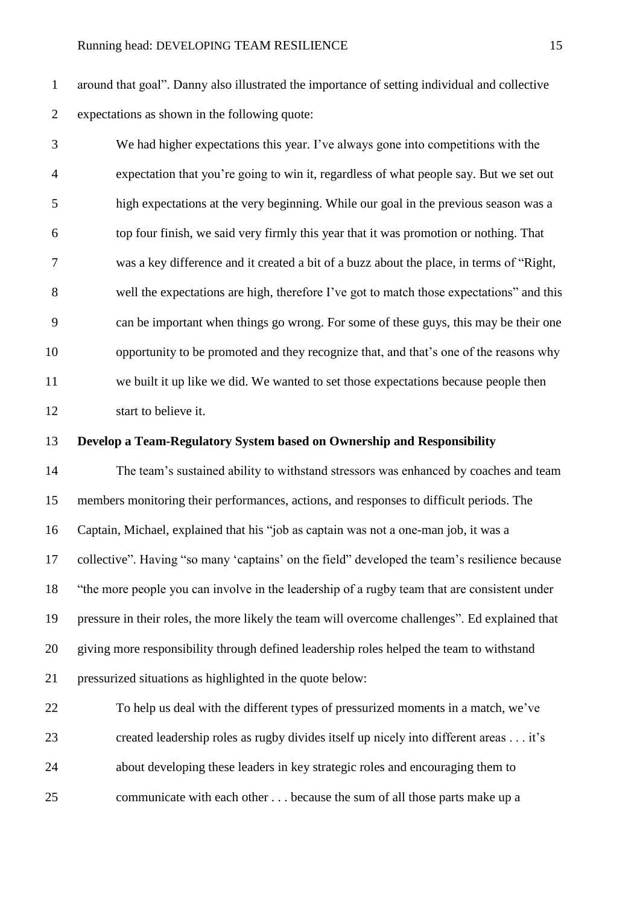around that goal". Danny also illustrated the importance of setting individual and collective expectations as shown in the following quote:

> We had higher expectations this year. I've always gone into competitions with the expectation that you're going to win it, regardless of what people say. But we set out high expectations at the very beginning. While our goal in the previous season was a top four finish, we said very firmly this year that it was promotion or nothing. That was a key difference and it created a bit of a buzz about the place, in terms of "Right, well the expectations are high, therefore I've got to match those expectations" and this can be important when things go wrong. For some of these guys, this may be their one opportunity to be promoted and they recognize that, and that's one of the reasons why we built it up like we did. We wanted to set those expectations because people then start to believe it.

**Develop a Team-Regulatory System based on Ownership and Responsibility**

The team's sustained ability to withstand stressors was enhanced by coaches and team members monitoring their performances, actions, and responses to difficult periods. The Captain, Michael, explained that his "job as captain was not a one-man job, it was a collective". Having "so many 'captains' on the field" developed the team's resilience because "the more people you can involve in the leadership of a rugby team that are consistent under pressure in their roles, the more likely the team will overcome challenges". Ed explained that giving more responsibility through defined leadership roles helped the team to withstand pressurized situations as highlighted in the quote below:

> To help us deal with the different types of pressurized moments in a match, we've created leadership roles as rugby divides itself up nicely into different areas . . . it's about developing these leaders in key strategic roles and encouraging them to communicate with each other . . . because the sum of all those parts make up a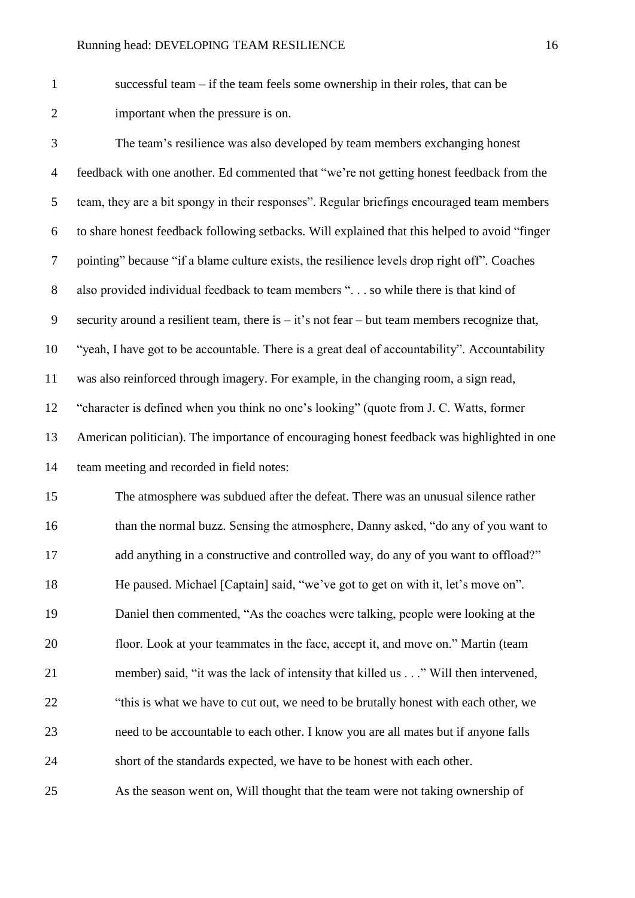successful team – if the team feels some ownership in their roles, that can be important when the pressure is on.

The team's resilience was also developed by team members exchanging honest feedback with one another. Ed commented that "we're not getting honest feedback from the team, they are a bit spongy in their responses". Regular briefings encouraged team members to share honest feedback following setbacks. Will explained that this helped to avoid "finger pointing" because "if a blame culture exists, the resilience levels drop right off". Coaches also provided individual feedback to team members ". . . so while there is that kind of security around a resilient team, there is – it's not fear – but team members recognize that, "yeah, I have got to be accountable. There is a great deal of accountability". Accountability was also reinforced through imagery. For example, in the changing room, a sign read, "character is defined when you think no one's looking" (quote from J. C. Watts, former American politician). The importance of encouraging honest feedback was highlighted in one team meeting and recorded in field notes:

> The atmosphere was subdued after the defeat. There was an unusual silence rather than the normal buzz. Sensing the atmosphere, Danny asked, "do any of you want to add anything in a constructive and controlled way, do any of you want to offload?" He paused. Michael [Captain] said, "we've got to get on with it, let's move on". Daniel then commented, "As the coaches were talking, people were looking at the floor. Look at your teammates in the face, accept it, and move on." Martin (team member) said, "it was the lack of intensity that killed us . . ." Will then intervened, "this is what we have to cut out, we need to be brutally honest with each other, we need to be accountable to each other. I know you are all mates but if anyone falls short of the standards expected, we have to be honest with each other.

As the season went on, Will thought that the team were not taking ownership of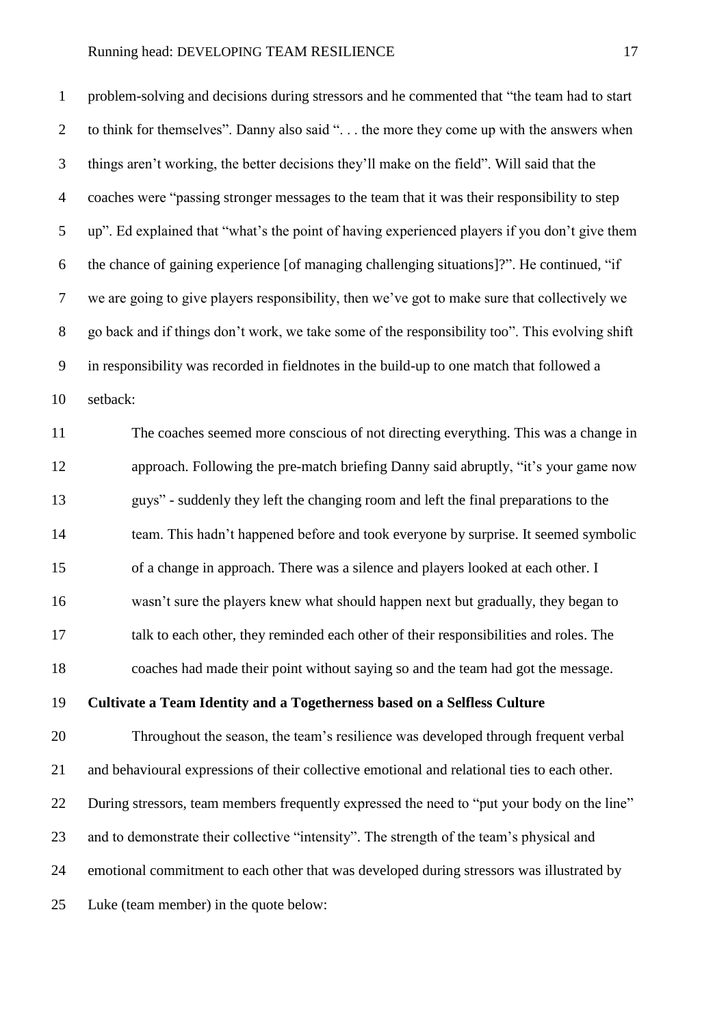problem-solving and decisions during stressors and he commented that "the team had to start to think for themselves". Danny also said ". . . the more they come up with the answers when things aren't working, the better decisions they'll make on the field". Will said that the coaches were "passing stronger messages to the team that it was their responsibility to step up". Ed explained that "what's the point of having experienced players if you don't give them the chance of gaining experience [of managing challenging situations]?". He continued, "if we are going to give players responsibility, then we've got to make sure that collectively we go back and if things don't work, we take some of the responsibility too". This evolving shift in responsibility was recorded in fieldnotes in the build-up to one match that followed a setback:

> The coaches seemed more conscious of not directing everything. This was a change in approach. Following the pre-match briefing Danny said abruptly, "it's your game now guys" - suddenly they left the changing room and left the final preparations to the team. This hadn't happened before and took everyone by surprise. It seemed symbolic of a change in approach. There was a silence and players looked at each other. I wasn't sure the players knew what should happen next but gradually, they began to talk to each other, they reminded each other of their responsibilities and roles. The coaches had made their point without saying so and the team had got the message.

**Cultivate a Team Identity and a Togetherness based on a Selfless Culture**

Throughout the season, the team's resilience was developed through frequent verbal and behavioural expressions of their collective emotional and relational ties to each other. During stressors, team members frequently expressed the need to "put your body on the line" and to demonstrate their collective "intensity". The strength of the team's physical and emotional commitment to each other that was developed during stressors was illustrated by Luke (team member) in the quote below: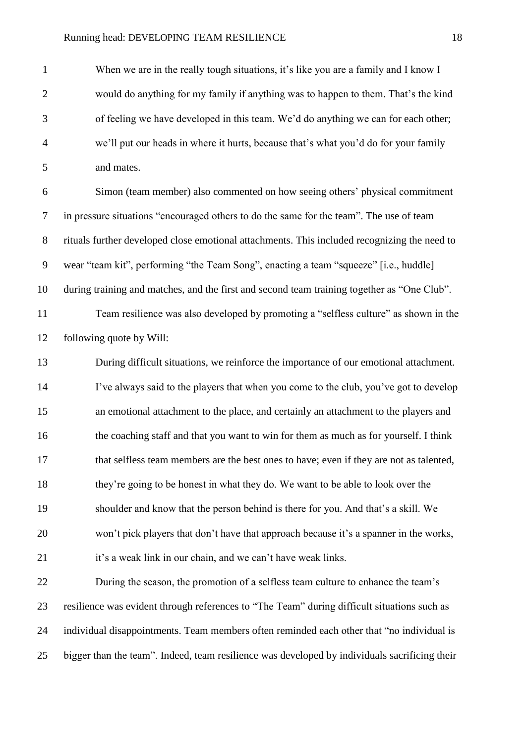> When we are in the really tough situations, it's like you are a family and I know I would do anything for my family if anything was to happen to them. That's the kind of feeling we have developed in this team. We'd do anything we can for each other; we'll put our heads in where it hurts, because that's what you'd do for your family and mates.

Simon (team member) also commented on how seeing others' physical commitment in pressure situations "encouraged others to do the same for the team". The use of team rituals further developed close emotional attachments. This included recognizing the need to wear "team kit", performing "the Team Song", enacting a team "squeeze" [i.e., huddle] during training and matches, and the first and second team training together as "One Club".

Team resilience was also developed by promoting a "selfless culture" as shown in the following quote by Will:

> During difficult situations, we reinforce the importance of our emotional attachment. I've always said to the players that when you come to the club, you've got to develop an emotional attachment to the place, and certainly an attachment to the players and the coaching staff and that you want to win for them as much as for yourself. I think that selfless team members are the best ones to have; even if they are not as talented, they're going to be honest in what they do. We want to be able to look over the shoulder and know that the person behind is there for you. And that's a skill. We won't pick players that don't have that approach because it's a spanner in the works, it's a weak link in our chain, and we can't have weak links.

During the season, the promotion of a selfless team culture to enhance the team's resilience was evident through references to "The Team" during difficult situations such as individual disappointments. Team members often reminded each other that "no individual is bigger than the team". Indeed, team resilience was developed by individuals sacrificing their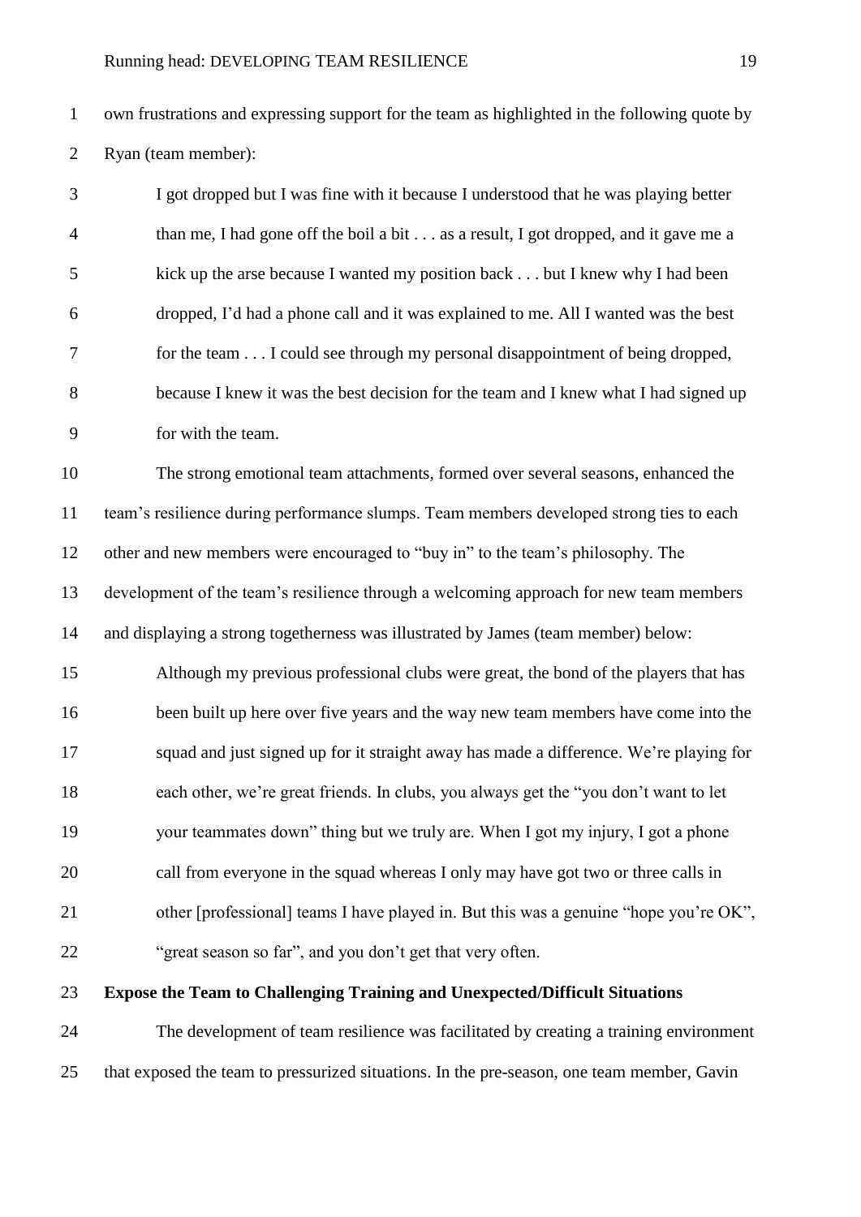own frustrations and expressing support for the team as highlighted in the following quote by Ryan (team member):

> I got dropped but I was fine with it because I understood that he was playing better than me, I had gone off the boil a bit . . . as a result, I got dropped, and it gave me a kick up the arse because I wanted my position back . . . but I knew why I had been dropped, I'd had a phone call and it was explained to me. All I wanted was the best for the team . . . I could see through my personal disappointment of being dropped, because I knew it was the best decision for the team and I knew what I had signed up for with the team.

The strong emotional team attachments, formed over several seasons, enhanced the team's resilience during performance slumps. Team members developed strong ties to each other and new members were encouraged to "buy in" to the team's philosophy. The development of the team's resilience through a welcoming approach for new team members and displaying a strong togetherness was illustrated by James (team member) below:

> Although my previous professional clubs were great, the bond of the players that has been built up here over five years and the way new team members have come into the squad and just signed up for it straight away has made a difference. We're playing for each other, we're great friends. In clubs, you always get the "you don't want to let your teammates down" thing but we truly are. When I got my injury, I got a phone call from everyone in the squad whereas I only may have got two or three calls in other [professional] teams I have played in. But this was a genuine "hope you're OK", "great season so far", and you don't get that very often.

**Expose the Team to Challenging Training and Unexpected/Difficult Situations**

The development of team resilience was facilitated by creating a training environment that exposed the team to pressurized situations. In the pre-season, one team member, Gavin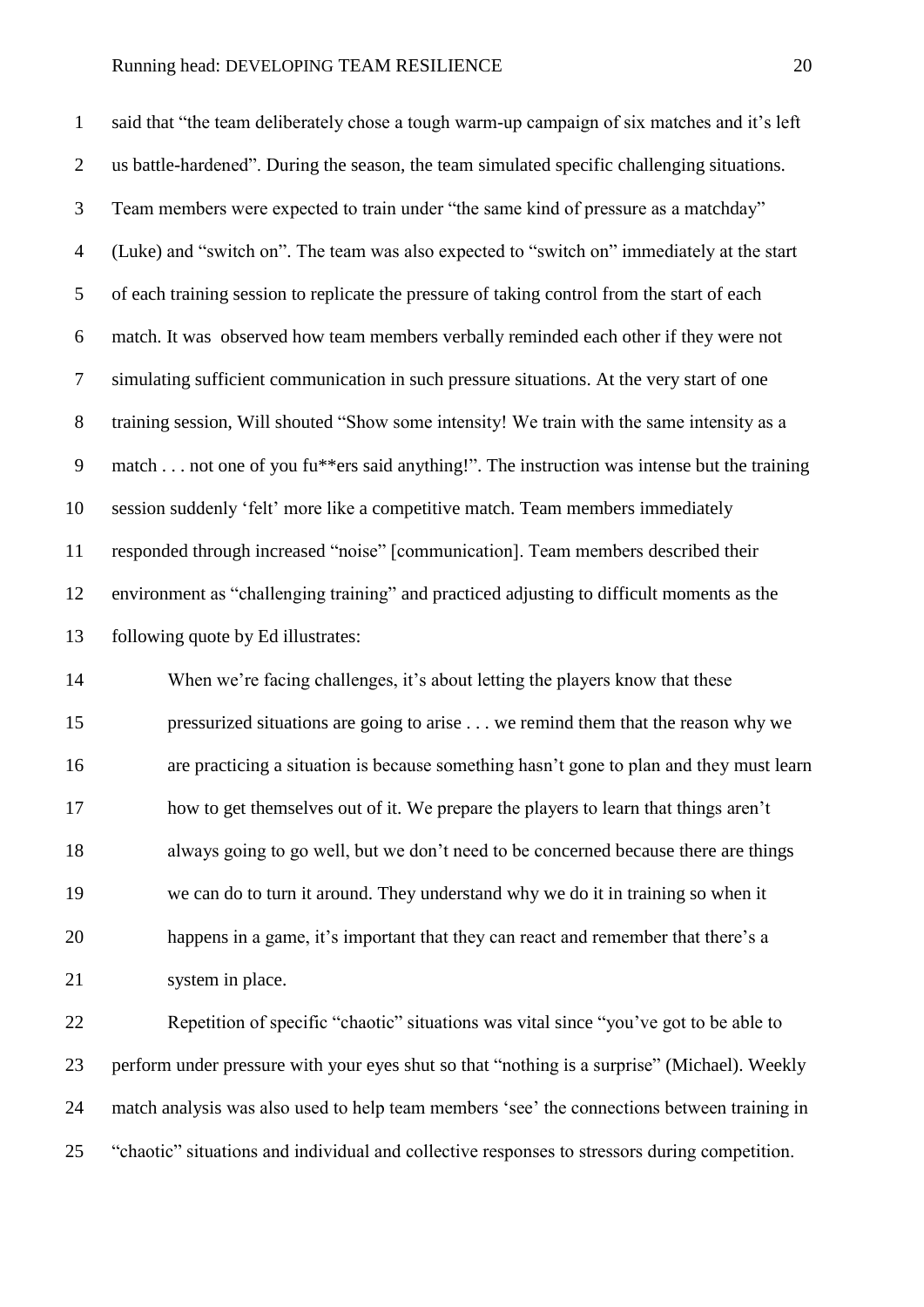said that "the team deliberately chose a tough warm-up campaign of six matches and it's left us battle-hardened". During the season, the team simulated specific challenging situations. Team members were expected to train under "the same kind of pressure as a matchday" (Luke) and "switch on". The team was also expected to "switch on" immediately at the start of each training session to replicate the pressure of taking control from the start of each match. It was observed how team members verbally reminded each other if they were not simulating sufficient communication in such pressure situations. At the very start of one training session, Will shouted "Show some intensity! We train with the same intensity as a match . . . not one of you fu**ers said anything!". The instruction was intense but the training session suddenly 'felt' more like a competitive match. Team members immediately responded through increased "noise" [communication]. Team members described their environment as "challenging training" and practiced adjusting to difficult moments as the following quote by Ed illustrates:

> When we're facing challenges, it's about letting the players know that these pressurized situations are going to arise . . . we remind them that the reason why we are practicing a situation is because something hasn't gone to plan and they must learn how to get themselves out of it. We prepare the players to learn that things aren't always going to go well, but we don't need to be concerned because there are things we can do to turn it around. They understand why we do it in training so when it happens in a game, it's important that they can react and remember that there's a system in place.

Repetition of specific "chaotic" situations was vital since "you've got to be able to perform under pressure with your eyes shut so that "nothing is a surprise" (Michael). Weekly match analysis was also used to help team members 'see' the connections between training in "chaotic" situations and individual and collective responses to stressors during competition.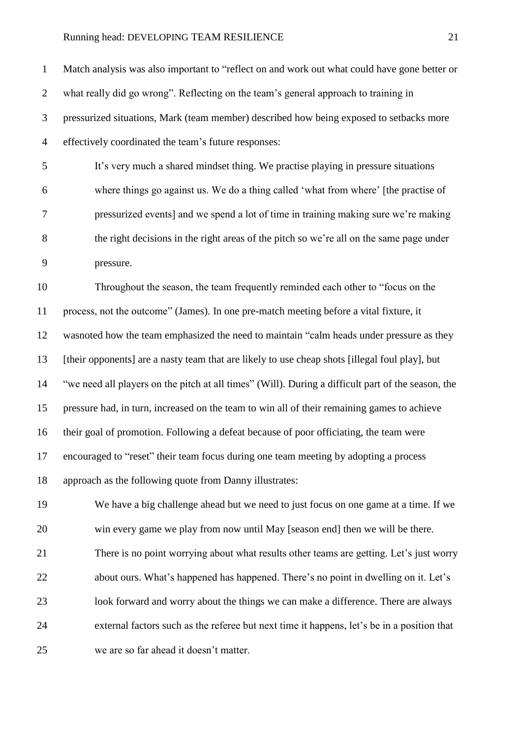Match analysis was also important to "reflect on and work out what could have gone better or what really did go wrong". Reflecting on the team's general approach to training in pressurized situations, Mark (team member) described how being exposed to setbacks more effectively coordinated the team's future responses:

> It's very much a shared mindset thing. We practise playing in pressure situations where things go against us. We do a thing called 'what from where' [the practise of pressurized events] and we spend a lot of time in training making sure we're making the right decisions in the right areas of the pitch so we're all on the same page under pressure.

Throughout the season, the team frequently reminded each other to "focus on the process, not the outcome" (James). In one pre-match meeting before a vital fixture, it wasnoted how the team emphasized the need to maintain "calm heads under pressure as they [their opponents] are a nasty team that are likely to use cheap shots [illegal foul play], but "we need all players on the pitch at all times" (Will). During a difficult part of the season, the pressure had, in turn, increased on the team to win all of their remaining games to achieve their goal of promotion. Following a defeat because of poor officiating, the team were encouraged to "reset" their team focus during one team meeting by adopting a process approach as the following quote from Danny illustrates:

> We have a big challenge ahead but we need to just focus on one game at a time. If we win every game we play from now until May [season end] then we will be there. There is no point worrying about what results other teams are getting. Let's just worry about ours. What's happened has happened. There's no point in dwelling on it. Let's look forward and worry about the things we can make a difference. There are always external factors such as the referee but next time it happens, let's be in a position that we are so far ahead it doesn't matter.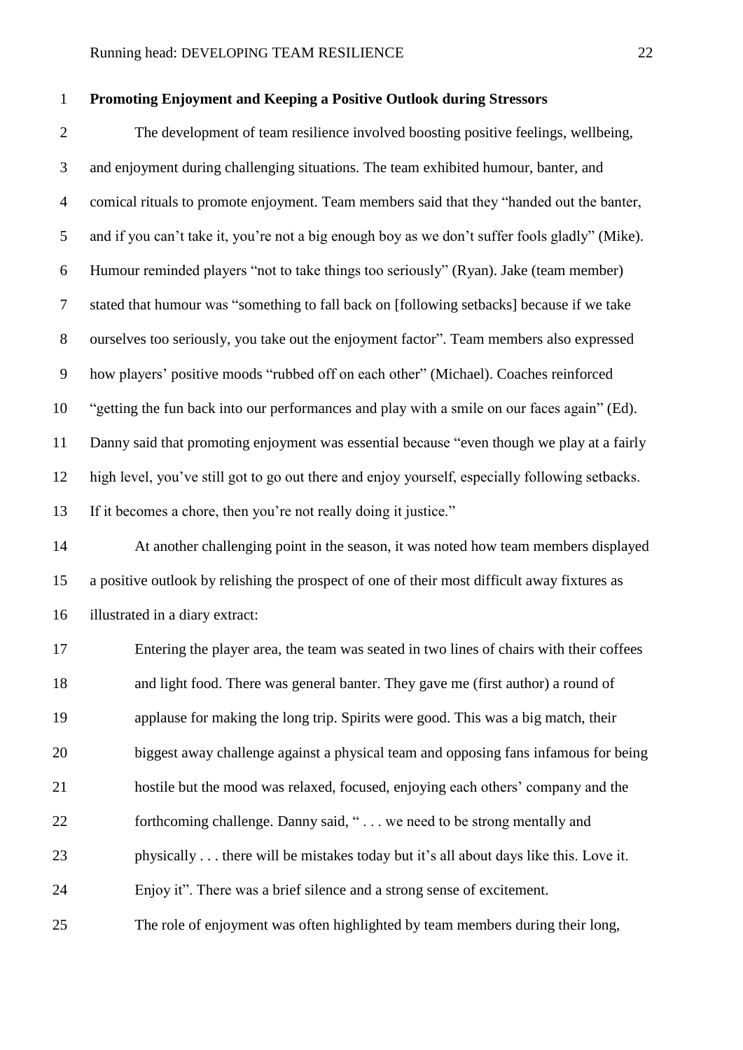**Promoting Enjoyment and Keeping a Positive Outlook during Stressors**

The development of team resilience involved boosting positive feelings, wellbeing, and enjoyment during challenging situations. The team exhibited humour, banter, and comical rituals to promote enjoyment. Team members said that they "handed out the banter, and if you can't take it, you're not a big enough boy as we don't suffer fools gladly" (Mike). Humour reminded players "not to take things too seriously" (Ryan). Jake (team member) stated that humour was "something to fall back on [following setbacks] because if we take ourselves too seriously, you take out the enjoyment factor". Team members also expressed how players' positive moods "rubbed off on each other" (Michael). Coaches reinforced "getting the fun back into our performances and play with a smile on our faces again" (Ed). Danny said that promoting enjoyment was essential because "even though we play at a fairly high level, you've still got to go out there and enjoy yourself, especially following setbacks. If it becomes a chore, then you're not really doing it justice."

At another challenging point in the season, it was noted how team members displayed a positive outlook by relishing the prospect of one of their most difficult away fixtures as illustrated in a diary extract:

> Entering the player area, the team was seated in two lines of chairs with their coffees and light food. There was general banter. They gave me (first author) a round of applause for making the long trip. Spirits were good. This was a big match, their biggest away challenge against a physical team and opposing fans infamous for being hostile but the mood was relaxed, focused, enjoying each others' company and the forthcoming challenge. Danny said, " . . . we need to be strong mentally and physically . . . there will be mistakes today but it's all about days like this. Love it. Enjoy it". There was a brief silence and a strong sense of excitement.

The role of enjoyment was often highlighted by team members during their long,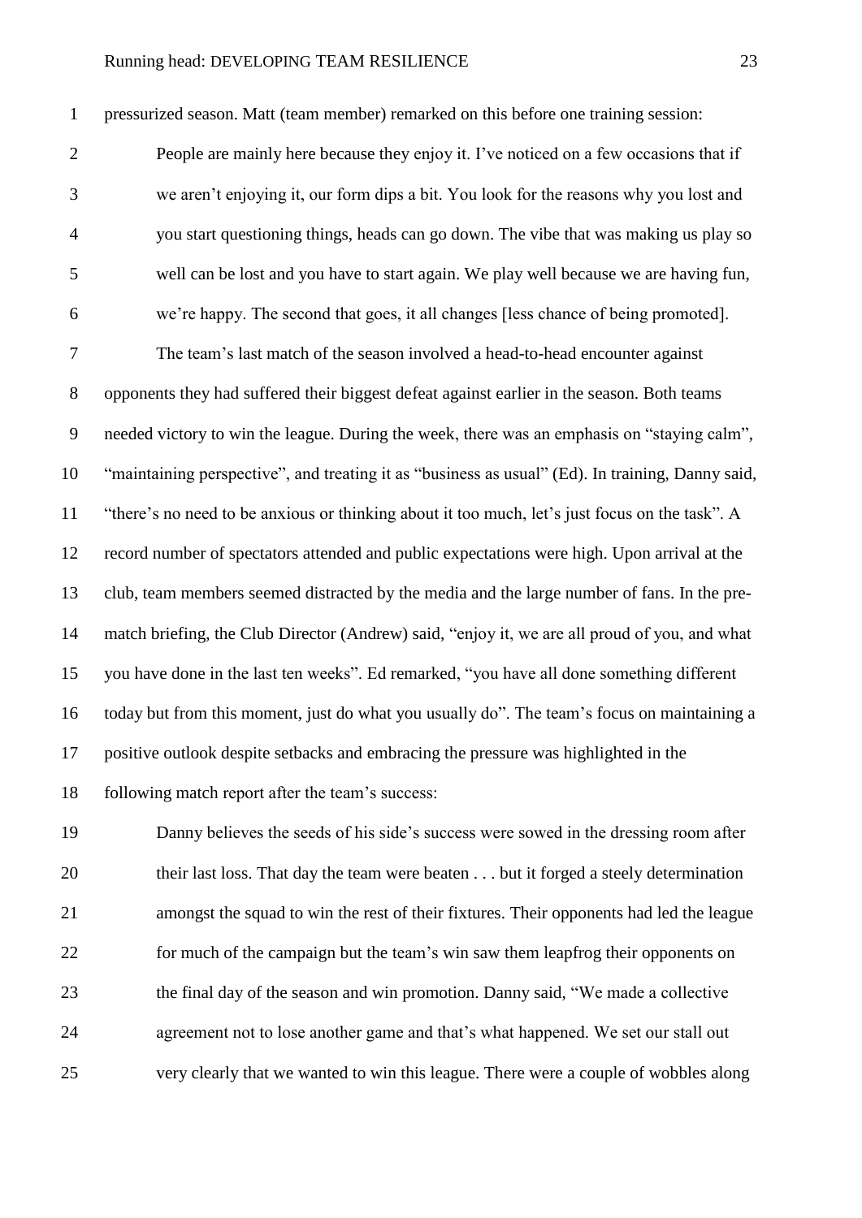pressurized season. Matt (team member) remarked on this before one training session:

> People are mainly here because they enjoy it. I've noticed on a few occasions that if we aren't enjoying it, our form dips a bit. You look for the reasons why you lost and you start questioning things, heads can go down. The vibe that was making us play so well can be lost and you have to start again. We play well because we are having fun, we're happy. The second that goes, it all changes [less chance of being promoted].

The team's last match of the season involved a head-to-head encounter against opponents they had suffered their biggest defeat against earlier in the season. Both teams needed victory to win the league. During the week, there was an emphasis on "staying calm", "maintaining perspective", and treating it as "business as usual" (Ed). In training, Danny said, "there's no need to be anxious or thinking about it too much, let's just focus on the task". A record number of spectators attended and public expectations were high. Upon arrival at the club, team members seemed distracted by the media and the large number of fans. In the pre-match briefing, the Club Director (Andrew) said, "enjoy it, we are all proud of you, and what you have done in the last ten weeks". Ed remarked, "you have all done something different today but from this moment, just do what you usually do". The team's focus on maintaining a positive outlook despite setbacks and embracing the pressure was highlighted in the following match report after the team's success:

> Danny believes the seeds of his side's success were sowed in the dressing room after their last loss. That day the team were beaten . . . but it forged a steely determination amongst the squad to win the rest of their fixtures. Their opponents had led the league for much of the campaign but the team's win saw them leapfrog their opponents on the final day of the season and win promotion. Danny said, "We made a collective agreement not to lose another game and that's what happened. We set our stall out very clearly that we wanted to win this league. There were a couple of wobbles along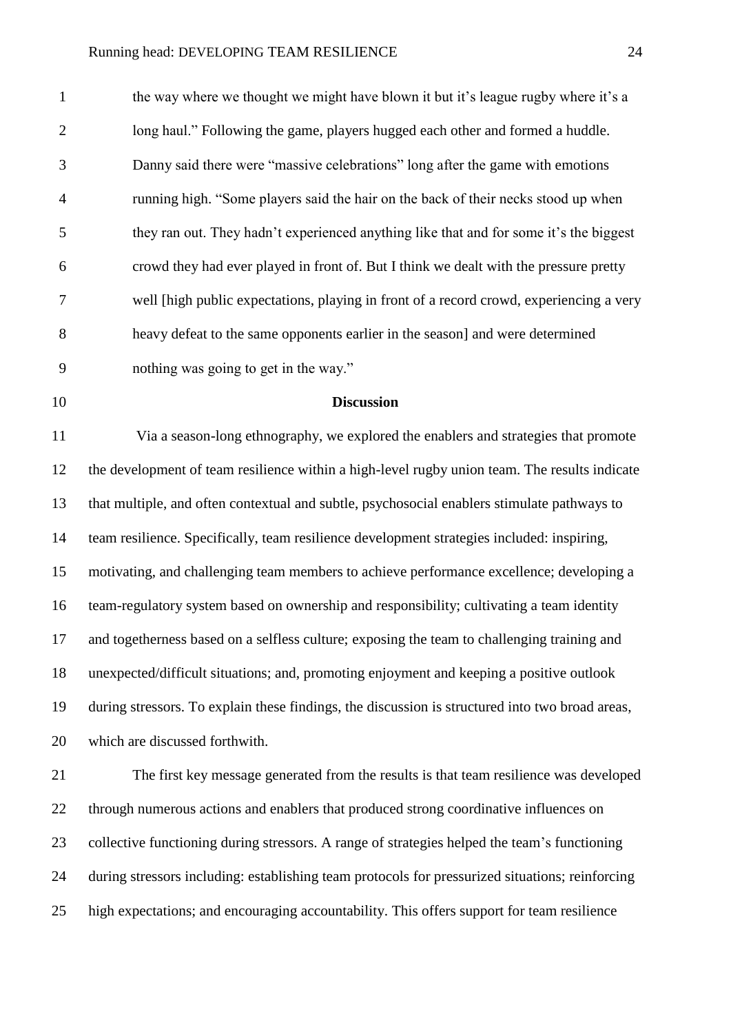the way where we thought we might have blown it but it's league rugby where it's a long haul." Following the game, players hugged each other and formed a huddle. Danny said there were "massive celebrations" long after the game with emotions running high. "Some players said the hair on the back of their necks stood up when they ran out. They hadn't experienced anything like that and for some it's the biggest crowd they had ever played in front of. But I think we dealt with the pressure pretty well [high public expectations, playing in front of a record crowd, experiencing a very heavy defeat to the same opponents earlier in the season] and were determined nothing was going to get in the way."

## Discussion

Via a season-long ethnography, we explored the enablers and strategies that promote the development of team resilience within a high-level rugby union team. The results indicate that multiple, and often contextual and subtle, psychosocial enablers stimulate pathways to team resilience. Specifically, team resilience development strategies included: inspiring, motivating, and challenging team members to achieve performance excellence; developing a team-regulatory system based on ownership and responsibility; cultivating a team identity and togetherness based on a selfless culture; exposing the team to challenging training and unexpected/difficult situations; and, promoting enjoyment and keeping a positive outlook during stressors. To explain these findings, the discussion is structured into two broad areas, which are discussed forthwith.

The first key message generated from the results is that team resilience was developed through numerous actions and enablers that produced strong coordinative influences on collective functioning during stressors. A range of strategies helped the team's functioning during stressors including: establishing team protocols for pressurized situations; reinforcing high expectations; and encouraging accountability. This offers support for team resilience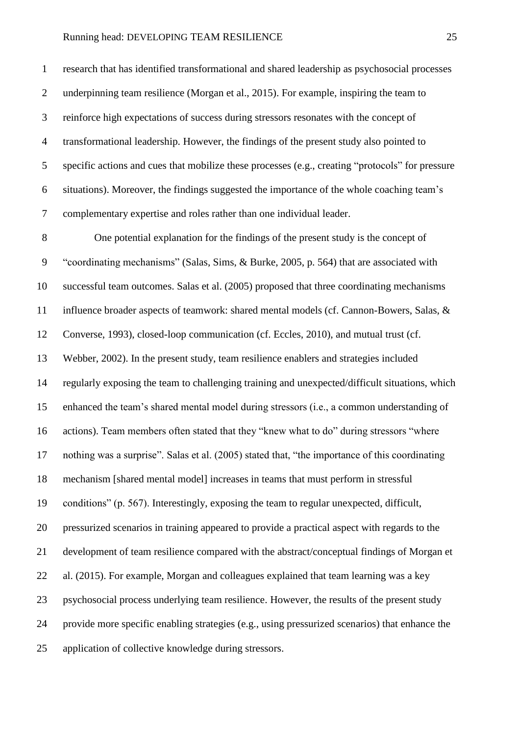research that has identified transformational and shared leadership as psychosocial processes underpinning team resilience (Morgan et al., 2015). For example, inspiring the team to reinforce high expectations of success during stressors resonates with the concept of transformational leadership. However, the findings of the present study also pointed to specific actions and cues that mobilize these processes (e.g., creating "protocols" for pressure situations). Moreover, the findings suggested the importance of the whole coaching team's complementary expertise and roles rather than one individual leader.

One potential explanation for the findings of the present study is the concept of "coordinating mechanisms" (Salas, Sims, & Burke, 2005, p. 564) that are associated with successful team outcomes. Salas et al. (2005) proposed that three coordinating mechanisms influence broader aspects of teamwork: shared mental models (cf. Cannon-Bowers, Salas, & Converse, 1993), closed-loop communication (cf. Eccles, 2010), and mutual trust (cf. Webber, 2002). In the present study, team resilience enablers and strategies included regularly exposing the team to challenging training and unexpected/difficult situations, which enhanced the team's shared mental model during stressors (i.e., a common understanding of actions). Team members often stated that they "knew what to do" during stressors "where nothing was a surprise". Salas et al. (2005) stated that, "the importance of this coordinating mechanism [shared mental model] increases in teams that must perform in stressful conditions" (p. 567). Interestingly, exposing the team to regular unexpected, difficult, pressurized scenarios in training appeared to provide a practical aspect with regards to the development of team resilience compared with the abstract/conceptual findings of Morgan et al. (2015). For example, Morgan and colleagues explained that team learning was a key psychosocial process underlying team resilience. However, the results of the present study provide more specific enabling strategies (e.g., using pressurized scenarios) that enhance the application of collective knowledge during stressors.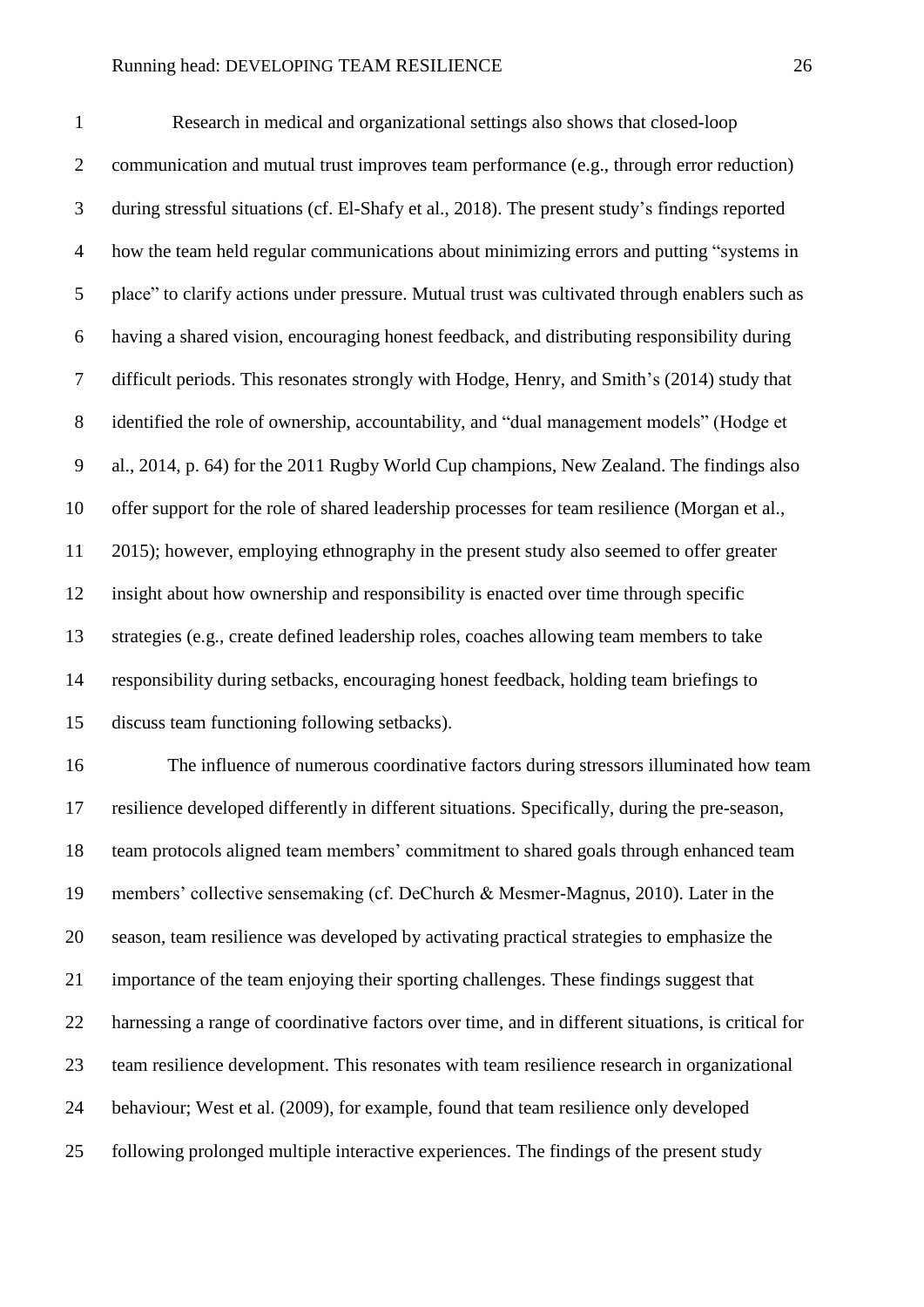Research in medical and organizational settings also shows that closed-loop communication and mutual trust improves team performance (e.g., through error reduction) during stressful situations (cf. El-Shafy et al., 2018). The present study's findings reported how the team held regular communications about minimizing errors and putting "systems in place" to clarify actions under pressure. Mutual trust was cultivated through enablers such as having a shared vision, encouraging honest feedback, and distributing responsibility during difficult periods. This resonates strongly with Hodge, Henry, and Smith's (2014) study that identified the role of ownership, accountability, and "dual management models" (Hodge et al., 2014, p. 64) for the 2011 Rugby World Cup champions, New Zealand. The findings also offer support for the role of shared leadership processes for team resilience (Morgan et al., 2015); however, employing ethnography in the present study also seemed to offer greater insight about how ownership and responsibility is enacted over time through specific strategies (e.g., create defined leadership roles, coaches allowing team members to take responsibility during setbacks, encouraging honest feedback, holding team briefings to discuss team functioning following setbacks).

The influence of numerous coordinative factors during stressors illuminated how team resilience developed differently in different situations. Specifically, during the pre-season, team protocols aligned team members' commitment to shared goals through enhanced team members' collective sensemaking (cf. DeChurch & Mesmer-Magnus, 2010). Later in the season, team resilience was developed by activating practical strategies to emphasize the importance of the team enjoying their sporting challenges. These findings suggest that harnessing a range of coordinative factors over time, and in different situations, is critical for team resilience development. This resonates with team resilience research in organizational behaviour; West et al. (2009), for example, found that team resilience only developed following prolonged multiple interactive experiences. The findings of the present study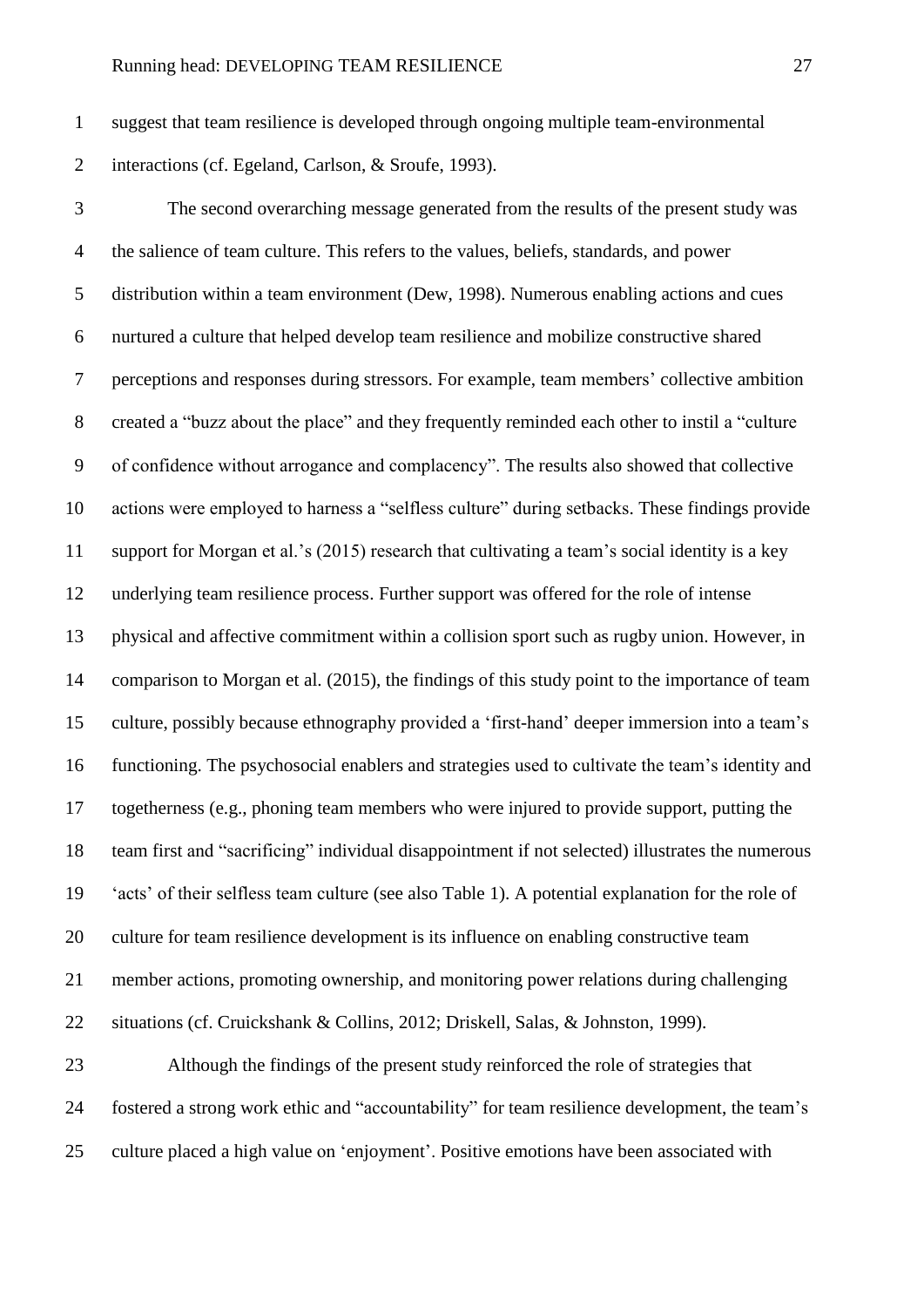suggest that team resilience is developed through ongoing multiple team-environmental interactions (cf. Egeland, Carlson, & Sroufe, 1993).

The second overarching message generated from the results of the present study was the salience of team culture. This refers to the values, beliefs, standards, and power distribution within a team environment (Dew, 1998). Numerous enabling actions and cues nurtured a culture that helped develop team resilience and mobilize constructive shared perceptions and responses during stressors. For example, team members' collective ambition created a "buzz about the place" and they frequently reminded each other to instil a "culture of confidence without arrogance and complacency". The results also showed that collective actions were employed to harness a "selfless culture" during setbacks. These findings provide support for Morgan et al.'s (2015) research that cultivating a team's social identity is a key underlying team resilience process. Further support was offered for the role of intense physical and affective commitment within a collision sport such as rugby union. However, in comparison to Morgan et al. (2015), the findings of this study point to the importance of team culture, possibly because ethnography provided a 'first-hand' deeper immersion into a team's functioning. The psychosocial enablers and strategies used to cultivate the team's identity and togetherness (e.g., phoning team members who were injured to provide support, putting the team first and "sacrificing" individual disappointment if not selected) illustrates the numerous 'acts' of their selfless team culture (see also Table 1). A potential explanation for the role of culture for team resilience development is its influence on enabling constructive team member actions, promoting ownership, and monitoring power relations during challenging situations (cf. Cruickshank & Collins, 2012; Driskell, Salas, & Johnston, 1999).

Although the findings of the present study reinforced the role of strategies that fostered a strong work ethic and "accountability" for team resilience development, the team's culture placed a high value on 'enjoyment'. Positive emotions have been associated with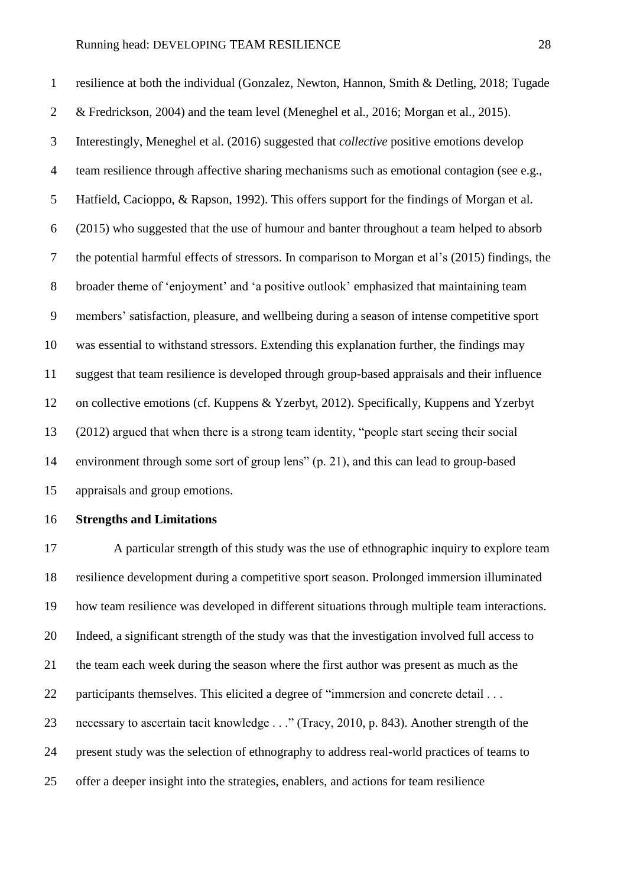resilience at both the individual (Gonzalez, Newton, Hannon, Smith & Detling, 2018; Tugade & Fredrickson, 2004) and the team level (Meneghel et al., 2016; Morgan et al., 2015). Interestingly, Meneghel et al. (2016) suggested that *collective* positive emotions develop team resilience through affective sharing mechanisms such as emotional contagion (see e.g., Hatfield, Cacioppo, & Rapson, 1992). This offers support for the findings of Morgan et al. (2015) who suggested that the use of humour and banter throughout a team helped to absorb the potential harmful effects of stressors. In comparison to Morgan et al's (2015) findings, the broader theme of 'enjoyment' and 'a positive outlook' emphasized that maintaining team members' satisfaction, pleasure, and wellbeing during a season of intense competitive sport was essential to withstand stressors. Extending this explanation further, the findings may suggest that team resilience is developed through group-based appraisals and their influence on collective emotions (cf. Kuppens & Yzerbyt, 2012). Specifically, Kuppens and Yzerbyt (2012) argued that when there is a strong team identity, "people start seeing their social environment through some sort of group lens" (p. 21), and this can lead to group-based appraisals and group emotions.

**Strengths and Limitations**

A particular strength of this study was the use of ethnographic inquiry to explore team resilience development during a competitive sport season. Prolonged immersion illuminated how team resilience was developed in different situations through multiple team interactions. Indeed, a significant strength of the study was that the investigation involved full access to the team each week during the season where the first author was present as much as the participants themselves. This elicited a degree of "immersion and concrete detail . . . necessary to ascertain tacit knowledge . . ." (Tracy, 2010, p. 843). Another strength of the present study was the selection of ethnography to address real-world practices of teams to offer a deeper insight into the strategies, enablers, and actions for team resilience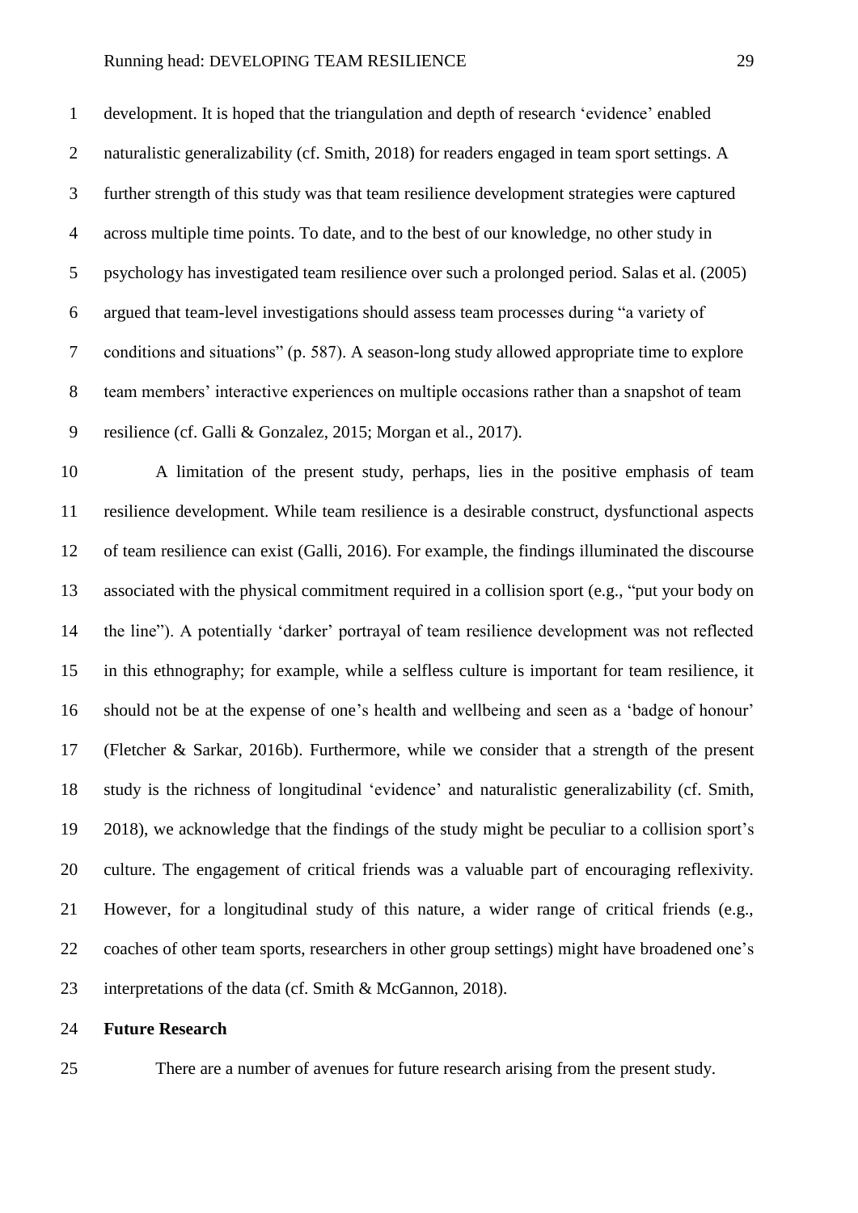development. It is hoped that the triangulation and depth of research 'evidence' enabled naturalistic generalizability (cf. Smith, 2018) for readers engaged in team sport settings. A further strength of this study was that team resilience development strategies were captured across multiple time points. To date, and to the best of our knowledge, no other study in psychology has investigated team resilience over such a prolonged period. Salas et al. (2005) argued that team-level investigations should assess team processes during "a variety of conditions and situations" (p. 587). A season-long study allowed appropriate time to explore team members' interactive experiences on multiple occasions rather than a snapshot of team resilience (cf. Galli & Gonzalez, 2015; Morgan et al., 2017).

A limitation of the present study, perhaps, lies in the positive emphasis of team resilience development. While team resilience is a desirable construct, dysfunctional aspects of team resilience can exist (Galli, 2016). For example, the findings illuminated the discourse associated with the physical commitment required in a collision sport (e.g., "put your body on the line"). A potentially 'darker' portrayal of team resilience development was not reflected in this ethnography; for example, while a selfless culture is important for team resilience, it should not be at the expense of one's health and wellbeing and seen as a 'badge of honour' (Fletcher & Sarkar, 2016b). Furthermore, while we consider that a strength of the present study is the richness of longitudinal 'evidence' and naturalistic generalizability (cf. Smith, 2018), we acknowledge that the findings of the study might be peculiar to a collision sport's culture. The engagement of critical friends was a valuable part of encouraging reflexivity. However, for a longitudinal study of this nature, a wider range of critical friends (e.g., coaches of other team sports, researchers in other group settings) might have broadened one's interpretations of the data (cf. Smith & McGannon, 2018).

**Future Research**

There are a number of avenues for future research arising from the present study.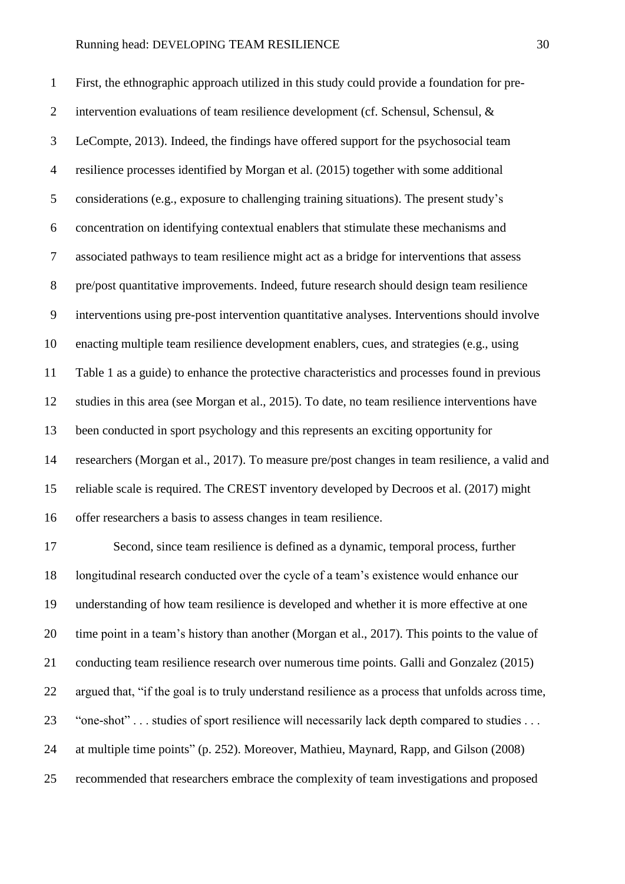First, the ethnographic approach utilized in this study could provide a foundation for pre-intervention evaluations of team resilience development (cf. Schensul, Schensul, & LeCompte, 2013). Indeed, the findings have offered support for the psychosocial team resilience processes identified by Morgan et al. (2015) together with some additional considerations (e.g., exposure to challenging training situations). The present study's concentration on identifying contextual enablers that stimulate these mechanisms and associated pathways to team resilience might act as a bridge for interventions that assess pre/post quantitative improvements. Indeed, future research should design team resilience interventions using pre-post intervention quantitative analyses. Interventions should involve enacting multiple team resilience development enablers, cues, and strategies (e.g., using Table 1 as a guide) to enhance the protective characteristics and processes found in previous studies in this area (see Morgan et al., 2015). To date, no team resilience interventions have been conducted in sport psychology and this represents an exciting opportunity for researchers (Morgan et al., 2017). To measure pre/post changes in team resilience, a valid and reliable scale is required. The CREST inventory developed by Decroos et al. (2017) might offer researchers a basis to assess changes in team resilience.

Second, since team resilience is defined as a dynamic, temporal process, further longitudinal research conducted over the cycle of a team's existence would enhance our understanding of how team resilience is developed and whether it is more effective at one time point in a team's history than another (Morgan et al., 2017). This points to the value of conducting team resilience research over numerous time points. Galli and Gonzalez (2015) argued that, "if the goal is to truly understand resilience as a process that unfolds across time, "one-shot" . . . studies of sport resilience will necessarily lack depth compared to studies . . . at multiple time points" (p. 252). Moreover, Mathieu, Maynard, Rapp, and Gilson (2008) recommended that researchers embrace the complexity of team investigations and proposed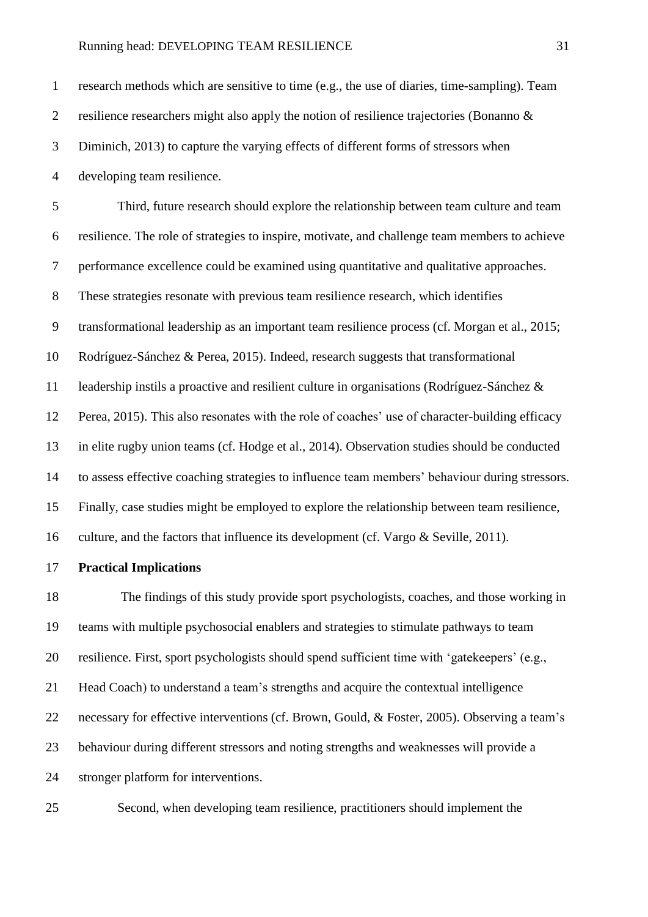research methods which are sensitive to time (e.g., the use of diaries, time-sampling). Team resilience researchers might also apply the notion of resilience trajectories (Bonanno & Diminich, 2013) to capture the varying effects of different forms of stressors when developing team resilience.

Third, future research should explore the relationship between team culture and team resilience. The role of strategies to inspire, motivate, and challenge team members to achieve performance excellence could be examined using quantitative and qualitative approaches. These strategies resonate with previous team resilience research, which identifies transformational leadership as an important team resilience process (cf. Morgan et al., 2015; Rodríguez-Sánchez & Perea, 2015). Indeed, research suggests that transformational leadership instils a proactive and resilient culture in organisations (Rodríguez-Sánchez & Perea, 2015). This also resonates with the role of coaches' use of character-building efficacy in elite rugby union teams (cf. Hodge et al., 2014). Observation studies should be conducted to assess effective coaching strategies to influence team members' behaviour during stressors. Finally, case studies might be employed to explore the relationship between team resilience, culture, and the factors that influence its development (cf. Vargo & Seville, 2011).

## Practical Implications

The findings of this study provide sport psychologists, coaches, and those working in teams with multiple psychosocial enablers and strategies to stimulate pathways to team resilience. First, sport psychologists should spend sufficient time with 'gatekeepers' (e.g., Head Coach) to understand a team's strengths and acquire the contextual intelligence necessary for effective interventions (cf. Brown, Gould, & Foster, 2005). Observing a team's behaviour during different stressors and noting strengths and weaknesses will provide a stronger platform for interventions.

Second, when developing team resilience, practitioners should implement the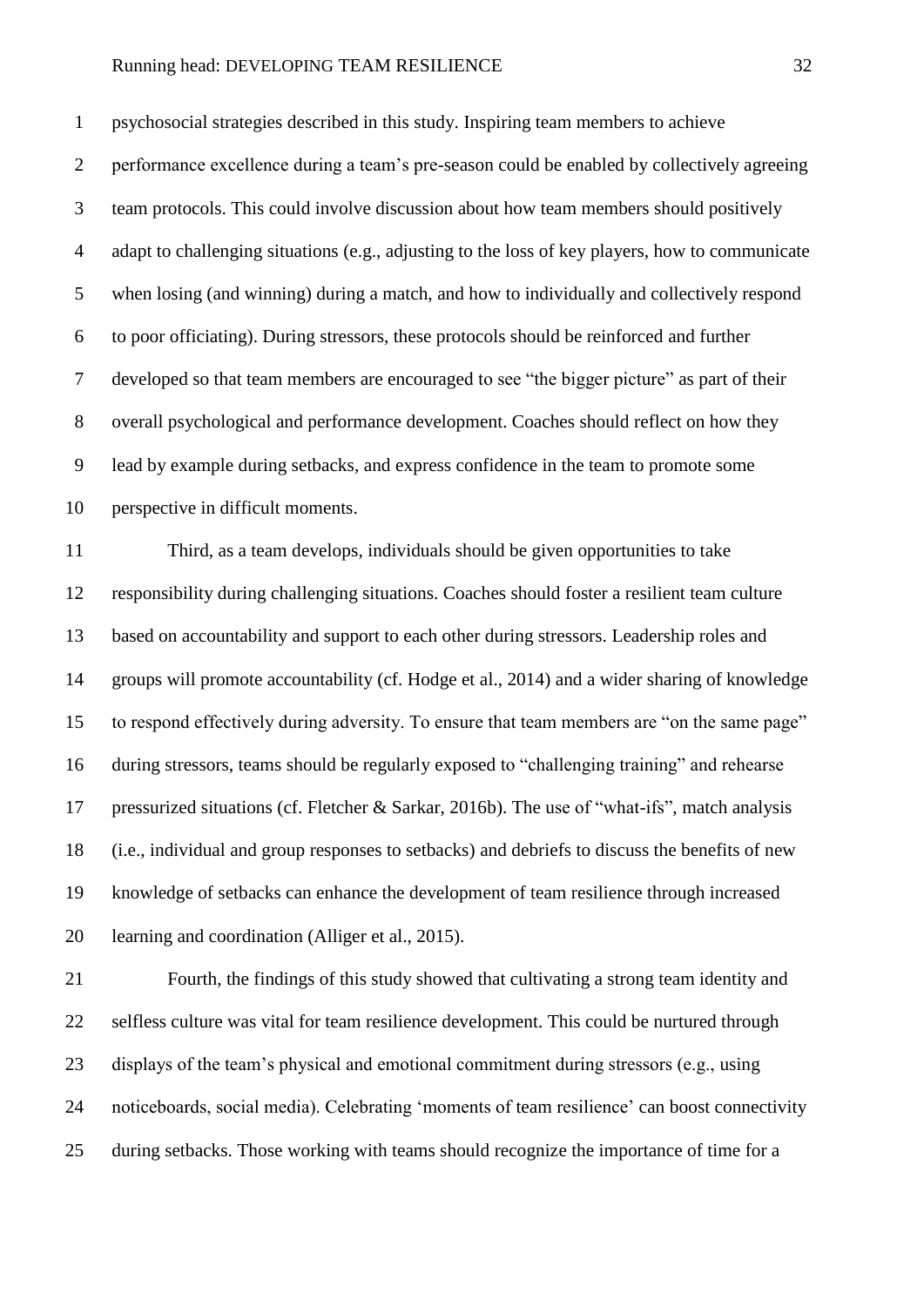psychosocial strategies described in this study. Inspiring team members to achieve performance excellence during a team's pre-season could be enabled by collectively agreeing team protocols. This could involve discussion about how team members should positively adapt to challenging situations (e.g., adjusting to the loss of key players, how to communicate when losing (and winning) during a match, and how to individually and collectively respond to poor officiating). During stressors, these protocols should be reinforced and further developed so that team members are encouraged to see "the bigger picture" as part of their overall psychological and performance development. Coaches should reflect on how they lead by example during setbacks, and express confidence in the team to promote some perspective in difficult moments.

Third, as a team develops, individuals should be given opportunities to take responsibility during challenging situations. Coaches should foster a resilient team culture based on accountability and support to each other during stressors. Leadership roles and groups will promote accountability (cf. Hodge et al., 2014) and a wider sharing of knowledge to respond effectively during adversity. To ensure that team members are "on the same page" during stressors, teams should be regularly exposed to "challenging training" and rehearse pressurized situations (cf. Fletcher & Sarkar, 2016b). The use of "what-ifs", match analysis (i.e., individual and group responses to setbacks) and debriefs to discuss the benefits of new knowledge of setbacks can enhance the development of team resilience through increased learning and coordination (Alliger et al., 2015).

Fourth, the findings of this study showed that cultivating a strong team identity and selfless culture was vital for team resilience development. This could be nurtured through displays of the team's physical and emotional commitment during stressors (e.g., using noticeboards, social media). Celebrating 'moments of team resilience' can boost connectivity during setbacks. Those working with teams should recognize the importance of time for a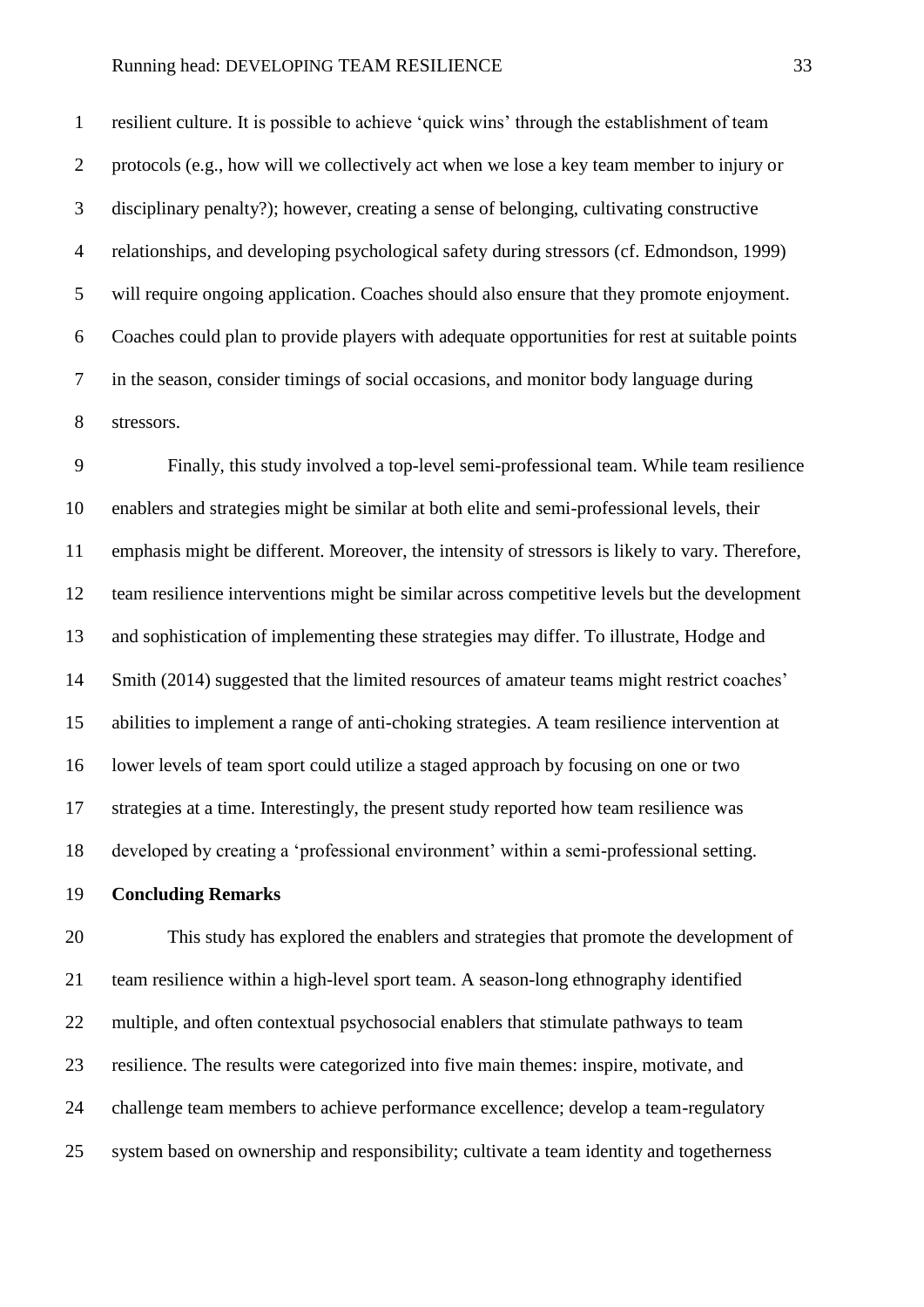resilient culture. It is possible to achieve 'quick wins' through the establishment of team protocols (e.g., how will we collectively act when we lose a key team member to injury or disciplinary penalty?); however, creating a sense of belonging, cultivating constructive relationships, and developing psychological safety during stressors (cf. Edmondson, 1999) will require ongoing application. Coaches should also ensure that they promote enjoyment. Coaches could plan to provide players with adequate opportunities for rest at suitable points in the season, consider timings of social occasions, and monitor body language during stressors.

Finally, this study involved a top-level semi-professional team. While team resilience enablers and strategies might be similar at both elite and semi-professional levels, their emphasis might be different. Moreover, the intensity of stressors is likely to vary. Therefore, team resilience interventions might be similar across competitive levels but the development and sophistication of implementing these strategies may differ. To illustrate, Hodge and Smith (2014) suggested that the limited resources of amateur teams might restrict coaches' abilities to implement a range of anti-choking strategies. A team resilience intervention at lower levels of team sport could utilize a staged approach by focusing on one or two strategies at a time. Interestingly, the present study reported how team resilience was developed by creating a 'professional environment' within a semi-professional setting.

## Concluding Remarks

This study has explored the enablers and strategies that promote the development of team resilience within a high-level sport team. A season-long ethnography identified multiple, and often contextual psychosocial enablers that stimulate pathways to team resilience. The results were categorized into five main themes: inspire, motivate, and challenge team members to achieve performance excellence; develop a team-regulatory system based on ownership and responsibility; cultivate a team identity and togetherness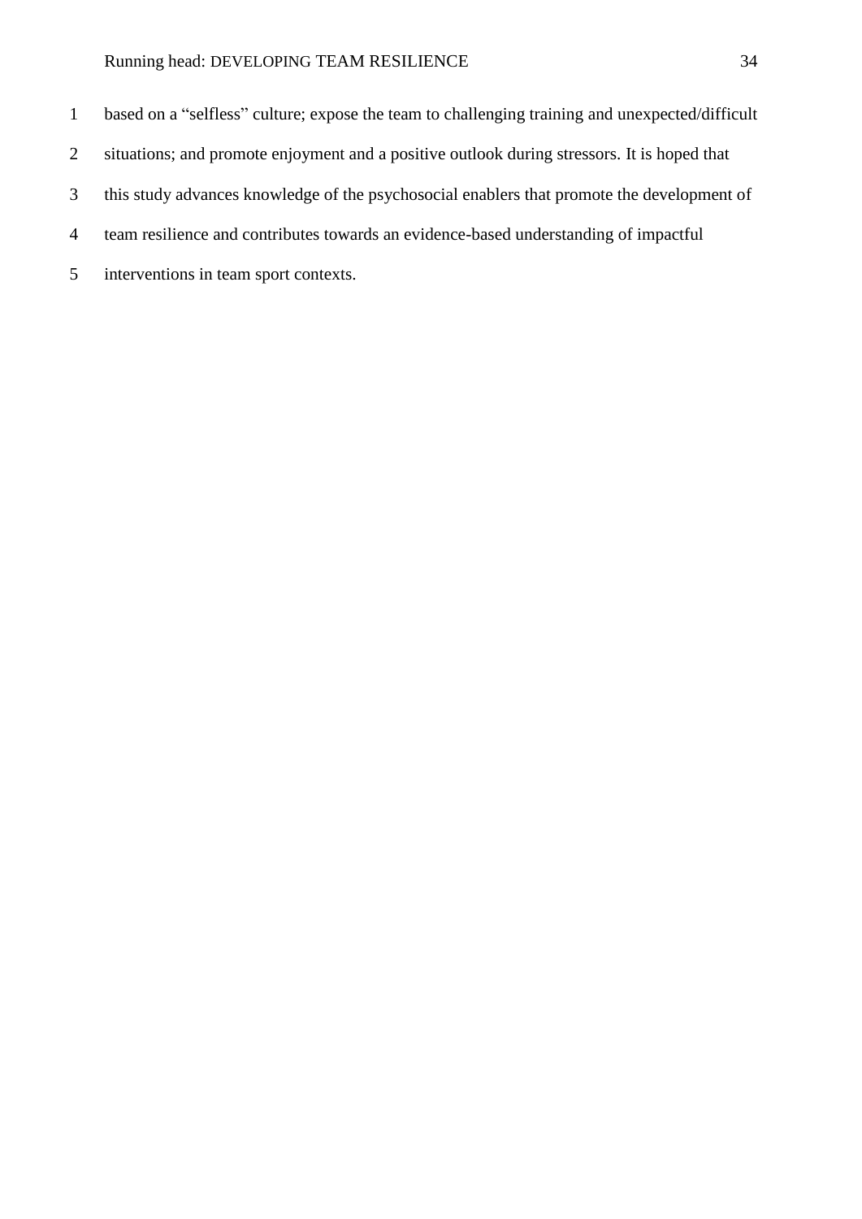based on a "selfless" culture; expose the team to challenging training and unexpected/difficult situations; and promote enjoyment and a positive outlook during stressors. It is hoped that this study advances knowledge of the psychosocial enablers that promote the development of team resilience and contributes towards an evidence-based understanding of impactful interventions in team sport contexts.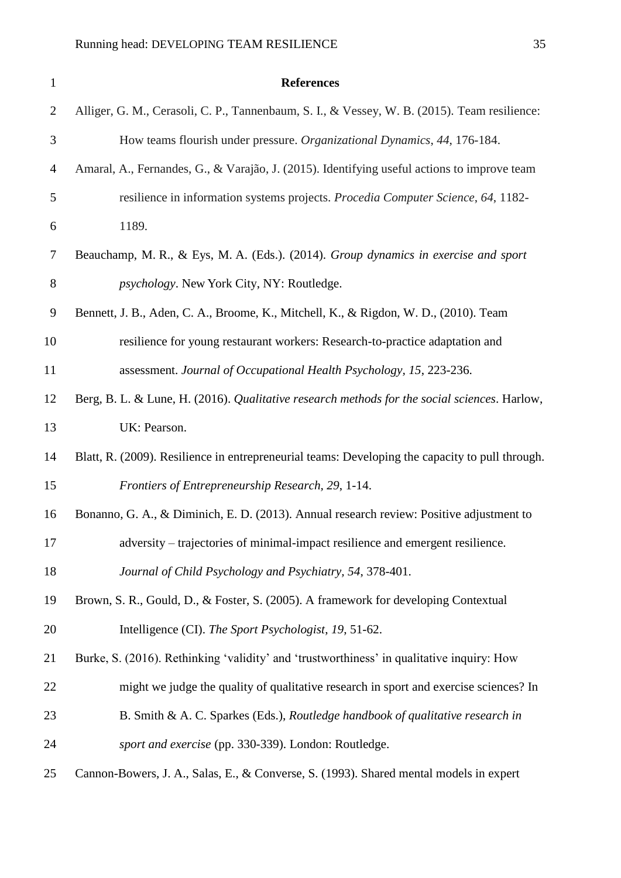## References

Alliger, G. M., Cerasoli, C. P., Tannenbaum, S. I., & Vessey, W. B. (2015). Team resilience: How teams flourish under pressure. *Organizational Dynamics*, *44*, 176-184.

Amaral, A., Fernandes, G., & Varajão, J. (2015). Identifying useful actions to improve team resilience in information systems projects. *Procedia Computer Science*, *64*, 1182-1189.

Beauchamp, M. R., & Eys, M. A. (Eds.). (2014). *Group dynamics in exercise and sport psychology*. New York City, NY: Routledge.

Bennett, J. B., Aden, C. A., Broome, K., Mitchell, K., & Rigdon, W. D., (2010). Team resilience for young restaurant workers: Research-to-practice adaptation and assessment. *Journal of Occupational Health Psychology*, *15*, 223-236.

Berg, B. L. & Lune, H. (2016). *Qualitative research methods for the social sciences*. Harlow, UK: Pearson.

Blatt, R. (2009). Resilience in entrepreneurial teams: Developing the capacity to pull through. *Frontiers of Entrepreneurship Research*, *29*, 1-14.

Bonanno, G. A., & Diminich, E. D. (2013). Annual research review: Positive adjustment to adversity – trajectories of minimal-impact resilience and emergent resilience. *Journal of Child Psychology and Psychiatry*, *54*, 378-401.

Brown, S. R., Gould, D., & Foster, S. (2005). A framework for developing Contextual Intelligence (CI). *The Sport Psychologist*, *19*, 51-62.

Burke, S. (2016). Rethinking 'validity' and 'trustworthiness' in qualitative inquiry: How might we judge the quality of qualitative research in sport and exercise sciences? In B. Smith & A. C. Sparkes (Eds.), *Routledge handbook of qualitative research in sport and exercise* (pp. 330-339). London: Routledge.

Cannon-Bowers, J. A., Salas, E., & Converse, S. (1993). Shared mental models in expert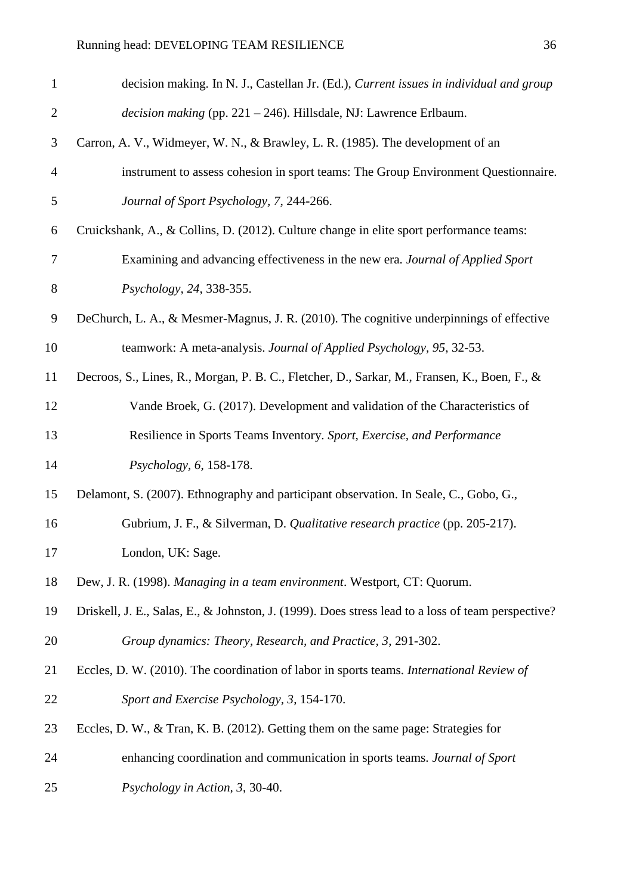decision making. In N. J., Castellan Jr. (Ed.), *Current issues in individual and group decision making* (pp. 221 – 246). Hillsdale, NJ: Lawrence Erlbaum.

Carron, A. V., Widmeyer, W. N., & Brawley, L. R. (1985). The development of an instrument to assess cohesion in sport teams: The Group Environment Questionnaire. *Journal of Sport Psychology, 7*, 244-266.

Cruickshank, A., & Collins, D. (2012). Culture change in elite sport performance teams: Examining and advancing effectiveness in the new era. *Journal of Applied Sport Psychology, 24*, 338-355.

DeChurch, L. A., & Mesmer-Magnus, J. R. (2010). The cognitive underpinnings of effective teamwork: A meta-analysis. *Journal of Applied Psychology, 95*, 32-53.

Decroos, S., Lines, R., Morgan, P. B. C., Fletcher, D., Sarkar, M., Fransen, K., Boen, F., & Vande Broek, G. (2017). Development and validation of the Characteristics of Resilience in Sports Teams Inventory. *Sport, Exercise, and Performance Psychology, 6*, 158-178.

Delamont, S. (2007). Ethnography and participant observation. In Seale, C., Gobo, G., Gubrium, J. F., & Silverman, D. *Qualitative research practice* (pp. 205-217). London, UK: Sage.

Dew, J. R. (1998). *Managing in a team environment*. Westport, CT: Quorum.

Driskell, J. E., Salas, E., & Johnston, J. (1999). Does stress lead to a loss of team perspective? *Group dynamics: Theory, Research, and Practice, 3*, 291-302.

Eccles, D. W. (2010). The coordination of labor in sports teams. *International Review of Sport and Exercise Psychology, 3*, 154-170.

Eccles, D. W., & Tran, K. B. (2012). Getting them on the same page: Strategies for enhancing coordination and communication in sports teams. *Journal of Sport Psychology in Action, 3*, 30-40.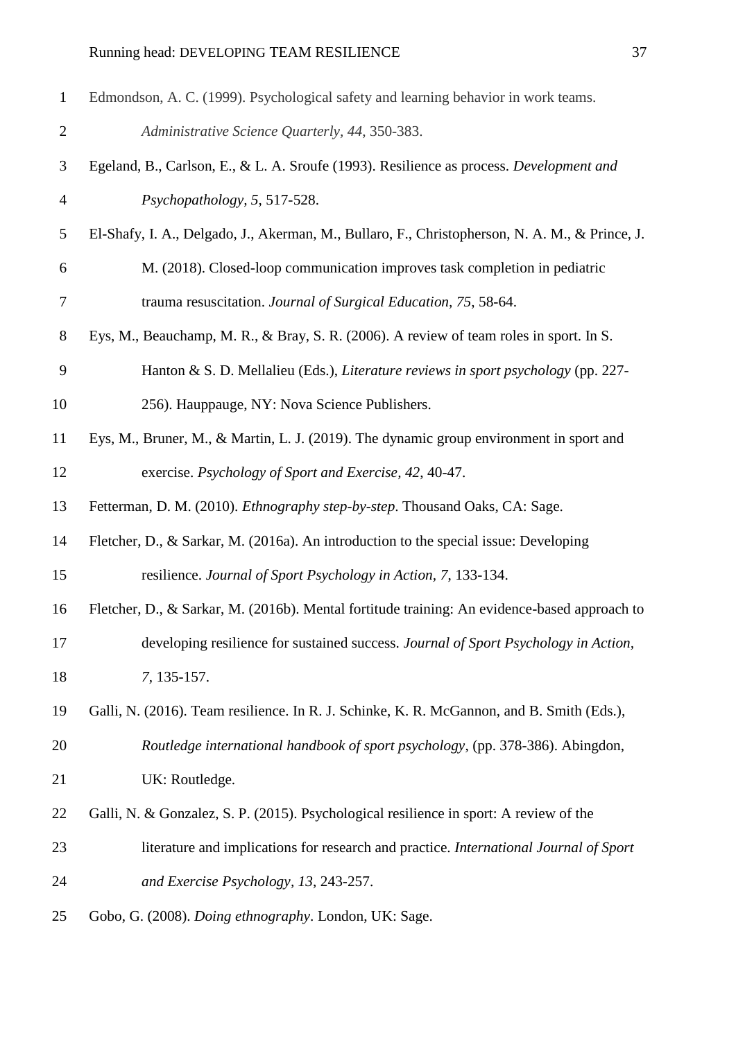Edmondson, A. C. (1999). Psychological safety and learning behavior in work teams. *Administrative Science Quarterly*, *44*, 350-383.

Egeland, B., Carlson, E., & L. A. Sroufe (1993). Resilience as process. *Development and Psychopathology*, *5*, 517-528.

El-Shafy, I. A., Delgado, J., Akerman, M., Bullaro, F., Christopherson, N. A. M., & Prince, J. M. (2018). Closed-loop communication improves task completion in pediatric trauma resuscitation. *Journal of Surgical Education*, *75*, 58-64.

Eys, M., Beauchamp, M. R., & Bray, S. R. (2006). A review of team roles in sport. In S. Hanton & S. D. Mellalieu (Eds.), *Literature reviews in sport psychology* (pp. 227-256). Hauppauge, NY: Nova Science Publishers.

Eys, M., Bruner, M., & Martin, L. J. (2019). The dynamic group environment in sport and exercise. *Psychology of Sport and Exercise*, *42*, 40-47.

Fetterman, D. M. (2010). *Ethnography step-by-step*. Thousand Oaks, CA: Sage.

Fletcher, D., & Sarkar, M. (2016a). An introduction to the special issue: Developing resilience. *Journal of Sport Psychology in Action*, *7*, 133-134.

Fletcher, D., & Sarkar, M. (2016b). Mental fortitude training: An evidence-based approach to developing resilience for sustained success. *Journal of Sport Psychology in Action*, *7*, 135-157.

Galli, N. (2016). Team resilience. In R. J. Schinke, K. R. McGannon, and B. Smith (Eds.), *Routledge international handbook of sport psychology*, (pp. 378-386). Abingdon, UK: Routledge.

Galli, N. & Gonzalez, S. P. (2015). Psychological resilience in sport: A review of the literature and implications for research and practice. *International Journal of Sport and Exercise Psychology*, *13*, 243-257.

Gobo, G. (2008). *Doing ethnography*. London, UK: Sage.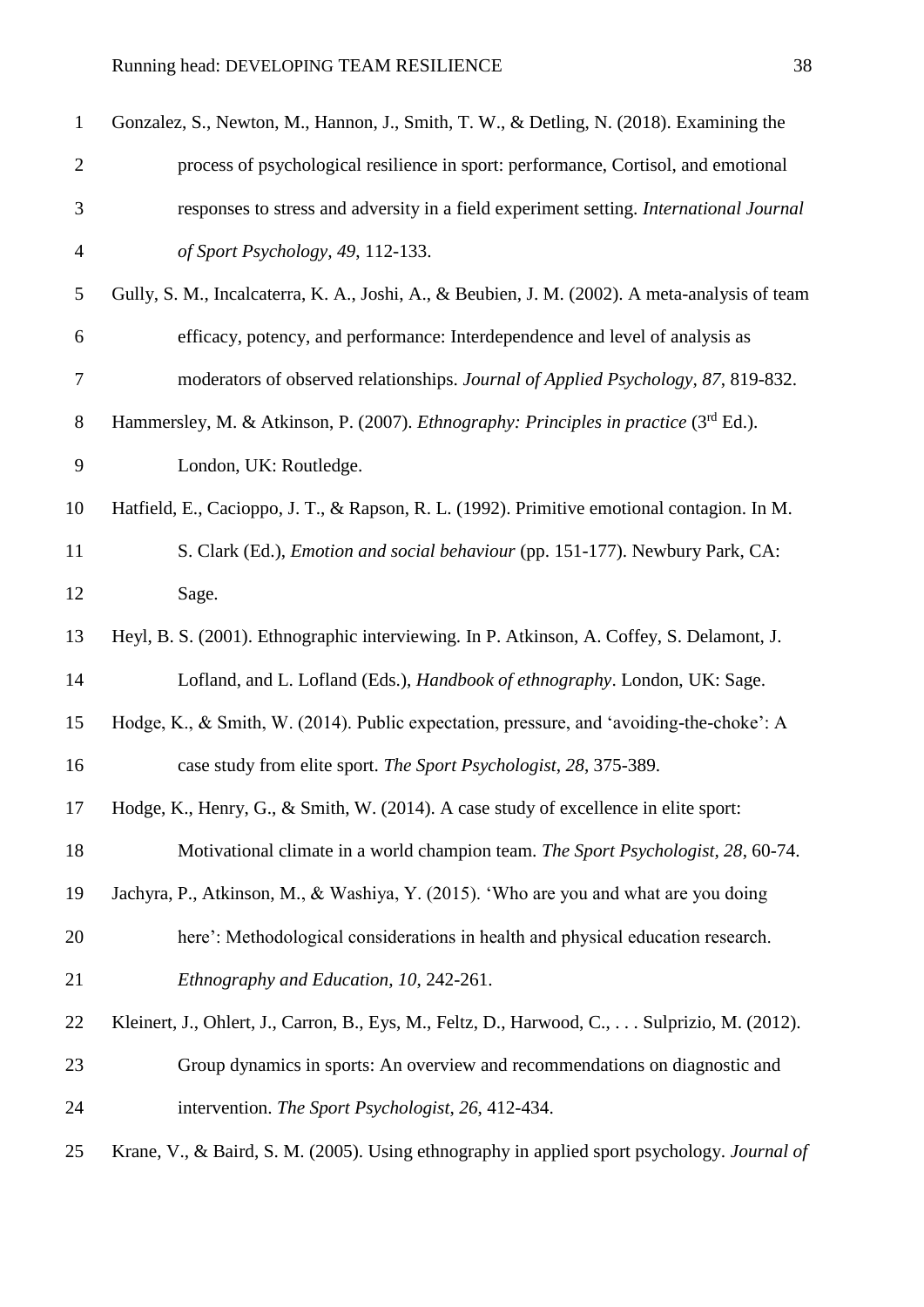Gonzalez, S., Newton, M., Hannon, J., Smith, T. W., & Detling, N. (2018). Examining the process of psychological resilience in sport: performance, Cortisol, and emotional responses to stress and adversity in a field experiment setting. *International Journal of Sport Psychology, 49*, 112-133.

Gully, S. M., Incalcaterra, K. A., Joshi, A., & Beubien, J. M. (2002). A meta-analysis of team efficacy, potency, and performance: Interdependence and level of analysis as moderators of observed relationships. *Journal of Applied Psychology, 87*, 819-832.

Hammersley, M. & Atkinson, P. (2007). *Ethnography: Principles in practice* (3rd Ed.). London, UK: Routledge.

Hatfield, E., Cacioppo, J. T., & Rapson, R. L. (1992). Primitive emotional contagion. In M. S. Clark (Ed.), *Emotion and social behaviour* (pp. 151-177). Newbury Park, CA: Sage.

Heyl, B. S. (2001). Ethnographic interviewing. In P. Atkinson, A. Coffey, S. Delamont, J. Lofland, and L. Lofland (Eds.), *Handbook of ethnography*. London, UK: Sage.

Hodge, K., & Smith, W. (2014). Public expectation, pressure, and 'avoiding-the-choke': A case study from elite sport. *The Sport Psychologist*, *28*, 375-389.

Hodge, K., Henry, G., & Smith, W. (2014). A case study of excellence in elite sport: Motivational climate in a world champion team. *The Sport Psychologist*, *28*, 60-74.

Jachyra, P., Atkinson, M., & Washiya, Y. (2015). 'Who are you and what are you doing here': Methodological considerations in health and physical education research. *Ethnography and Education, 10*, 242-261.

Kleinert, J., Ohlert, J., Carron, B., Eys, M., Feltz, D., Harwood, C., . . . Sulprizio, M. (2012). Group dynamics in sports: An overview and recommendations on diagnostic and intervention. *The Sport Psychologist*, *26*, 412-434.

Krane, V., & Baird, S. M. (2005). Using ethnography in applied sport psychology. *Journal of*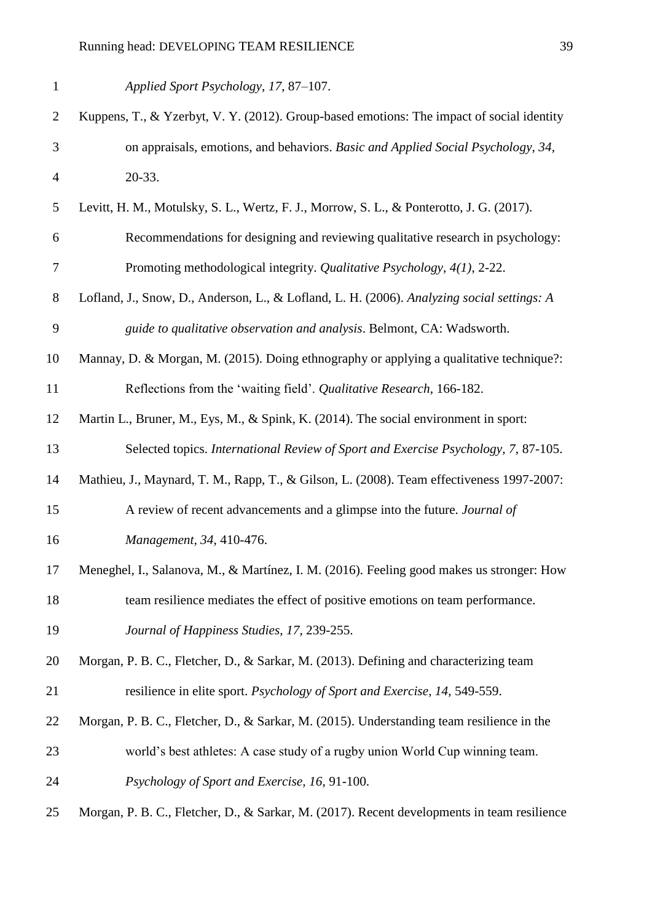*Applied Sport Psychology*, *17*, 87–107.

Kuppens, T., & Yzerbyt, V. Y. (2012). Group-based emotions: The impact of social identity on appraisals, emotions, and behaviors. *Basic and Applied Social Psychology, 34*, 20-33.

Levitt, H. M., Motulsky, S. L., Wertz, F. J., Morrow, S. L., & Ponterotto, J. G. (2017). Recommendations for designing and reviewing qualitative research in psychology: Promoting methodological integrity. *Qualitative Psychology, 4(1)*, 2-22.

Lofland, J., Snow, D., Anderson, L., & Lofland, L. H. (2006). *Analyzing social settings: A guide to qualitative observation and analysis*. Belmont, CA: Wadsworth.

Mannay, D. & Morgan, M. (2015). Doing ethnography or applying a qualitative technique?: Reflections from the 'waiting field'. *Qualitative Research*, 166-182.

Martin L., Bruner, M., Eys, M., & Spink, K. (2014). The social environment in sport: Selected topics. *International Review of Sport and Exercise Psychology, 7*, 87-105.

Mathieu, J., Maynard, T. M., Rapp, T., & Gilson, L. (2008). Team effectiveness 1997-2007: A review of recent advancements and a glimpse into the future. *Journal of Management, 34*, 410-476.

Meneghel, I., Salanova, M., & Martínez, I. M. (2016). Feeling good makes us stronger: How team resilience mediates the effect of positive emotions on team performance. *Journal of Happiness Studies, 17*, 239-255.

Morgan, P. B. C., Fletcher, D., & Sarkar, M. (2013). Defining and characterizing team resilience in elite sport. *Psychology of Sport and Exercise, 14*, 549-559.

Morgan, P. B. C., Fletcher, D., & Sarkar, M. (2015). Understanding team resilience in the world's best athletes: A case study of a rugby union World Cup winning team. *Psychology of Sport and Exercise, 16*, 91-100.

Morgan, P. B. C., Fletcher, D., & Sarkar, M. (2017). Recent developments in team resilience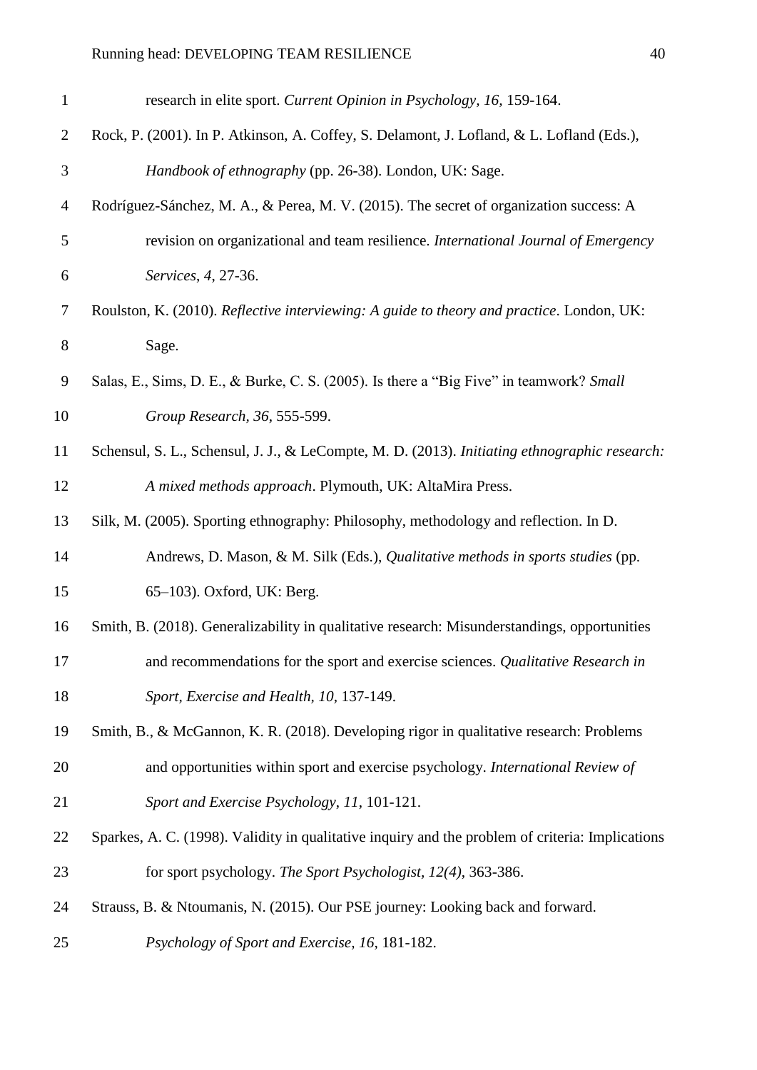research in elite sport. *Current Opinion in Psychology, 16*, 159-164.

Rock, P. (2001). In P. Atkinson, A. Coffey, S. Delamont, J. Lofland, & L. Lofland (Eds.), *Handbook of ethnography* (pp. 26-38). London, UK: Sage.

Rodríguez-Sánchez, M. A., & Perea, M. V. (2015). The secret of organization success: A revision on organizational and team resilience. *International Journal of Emergency Services*, *4*, 27-36.

Roulston, K. (2010). *Reflective interviewing: A guide to theory and practice*. London, UK: Sage.

Salas, E., Sims, D. E., & Burke, C. S. (2005). Is there a "Big Five" in teamwork? *Small Group Research*, *36*, 555-599.

Schensul, S. L., Schensul, J. J., & LeCompte, M. D. (2013). *Initiating ethnographic research: A mixed methods approach*. Plymouth, UK: AltaMira Press.

Silk, M. (2005). Sporting ethnography: Philosophy, methodology and reflection. In D. Andrews, D. Mason, & M. Silk (Eds.), *Qualitative methods in sports studies* (pp. 65–103). Oxford, UK: Berg.

Smith, B. (2018). Generalizability in qualitative research: Misunderstandings, opportunities and recommendations for the sport and exercise sciences. *Qualitative Research in Sport, Exercise and Health, 10*, 137-149.

Smith, B., & McGannon, K. R. (2018). Developing rigor in qualitative research: Problems and opportunities within sport and exercise psychology. *International Review of Sport and Exercise Psychology*, *11*, 101-121.

Sparkes, A. C. (1998). Validity in qualitative inquiry and the problem of criteria: Implications for sport psychology. *The Sport Psychologist, 12(4)*, 363-386.

Strauss, B. & Ntoumanis, N. (2015). Our PSE journey: Looking back and forward. *Psychology of Sport and Exercise, 16*, 181-182.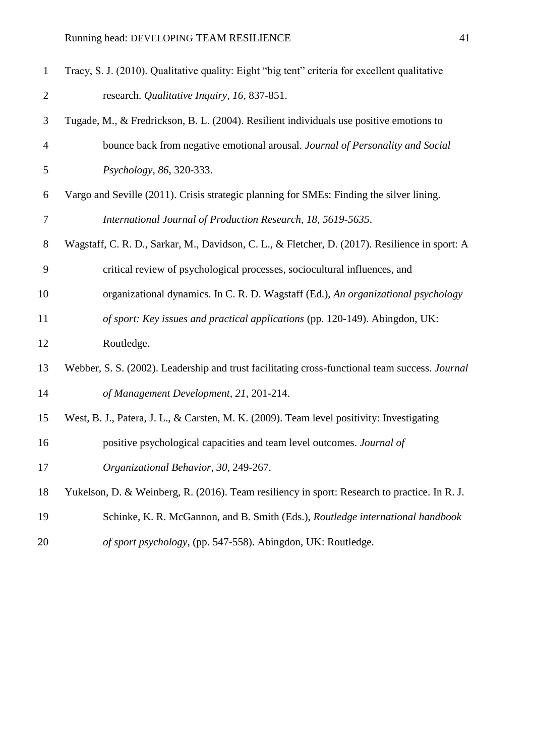Tracy, S. J. (2010). Qualitative quality: Eight "big tent" criteria for excellent qualitative research. *Qualitative Inquiry, 16*, 837-851.

Tugade, M., & Fredrickson, B. L. (2004). Resilient individuals use positive emotions to bounce back from negative emotional arousal. *Journal of Personality and Social Psychology, 86*, 320-333.

Vargo and Seville (2011). Crisis strategic planning for SMEs: Finding the silver lining. *International Journal of Production Research, 18, 5619-5635*.

Wagstaff, C. R. D., Sarkar, M., Davidson, C. L., & Fletcher, D. (2017). Resilience in sport: A critical review of psychological processes, sociocultural influences, and organizational dynamics. In C. R. D. Wagstaff (Ed.), *An organizational psychology of sport: Key issues and practical applications* (pp. 120-149). Abingdon, UK: Routledge.

Webber, S. S. (2002). Leadership and trust facilitating cross-functional team success. *Journal of Management Development, 21*, 201-214.

West, B. J., Patera, J. L., & Carsten, M. K. (2009). Team level positivity: Investigating positive psychological capacities and team level outcomes. *Journal of Organizational Behavior, 30*, 249-267.

Yukelson, D. & Weinberg, R. (2016). Team resiliency in sport: Research to practice. In R. J. Schinke, K. R. McGannon, and B. Smith (Eds.), *Routledge international handbook of sport psychology*, (pp. 547-558). Abingdon, UK: Routledge.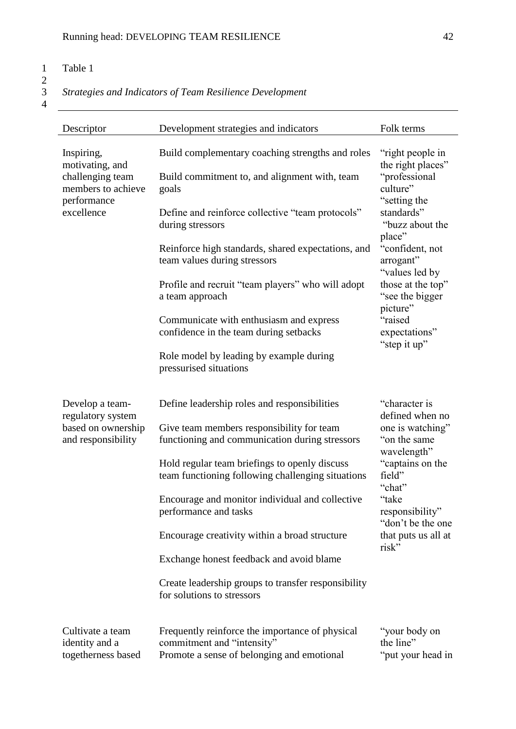Table 1

*Strategies and Indicators of Team Resilience Development*

| Descriptor | Development strategies and indicators | Folk terms |
|---|---|---|
| Inspiring, motivating, and challenging team members to achieve performance excellence | Build complementary coaching strengths and roles<br><br>Build commitment to, and alignment with, team goals<br><br>Define and reinforce collective "team protocols" during stressors<br><br>Reinforce high standards, shared expectations, and team values during stressors<br><br>Profile and recruit "team players" who will adopt a team approach<br><br>Communicate with enthusiasm and express confidence in the team during setbacks<br><br>Role model by leading by example during pressurised situations | "right people in the right places"<br>"professional culture"<br>"setting the standards"<br>"buzz about the place"<br>"confident, not arrogant"<br>"values led by those at the top"<br>"see the bigger picture"<br>"raised expectations"<br>"step it up" |
| Develop a team-regulatory system based on ownership and responsibility | Define leadership roles and responsibilities<br><br>Give team members responsibility for team functioning and communication during stressors<br><br>Hold regular team briefings to openly discuss team functioning following challenging situations<br><br>Encourage and monitor individual and collective performance and tasks<br><br>Encourage creativity within a broad structure<br><br>Exchange honest feedback and avoid blame<br><br>Create leadership groups to transfer responsibility for solutions to stressors | "character is defined when no one is watching"<br>"on the same wavelength"<br>"captains on the field"<br>"chat"<br>"take responsibility"<br>"don't be the one that puts us all at risk" |
| Cultivate a team identity and a togetherness based | Frequently reinforce the importance of physical commitment and "intensity"<br>Promote a sense of belonging and emotional | "your body on the line"<br>"put your head in |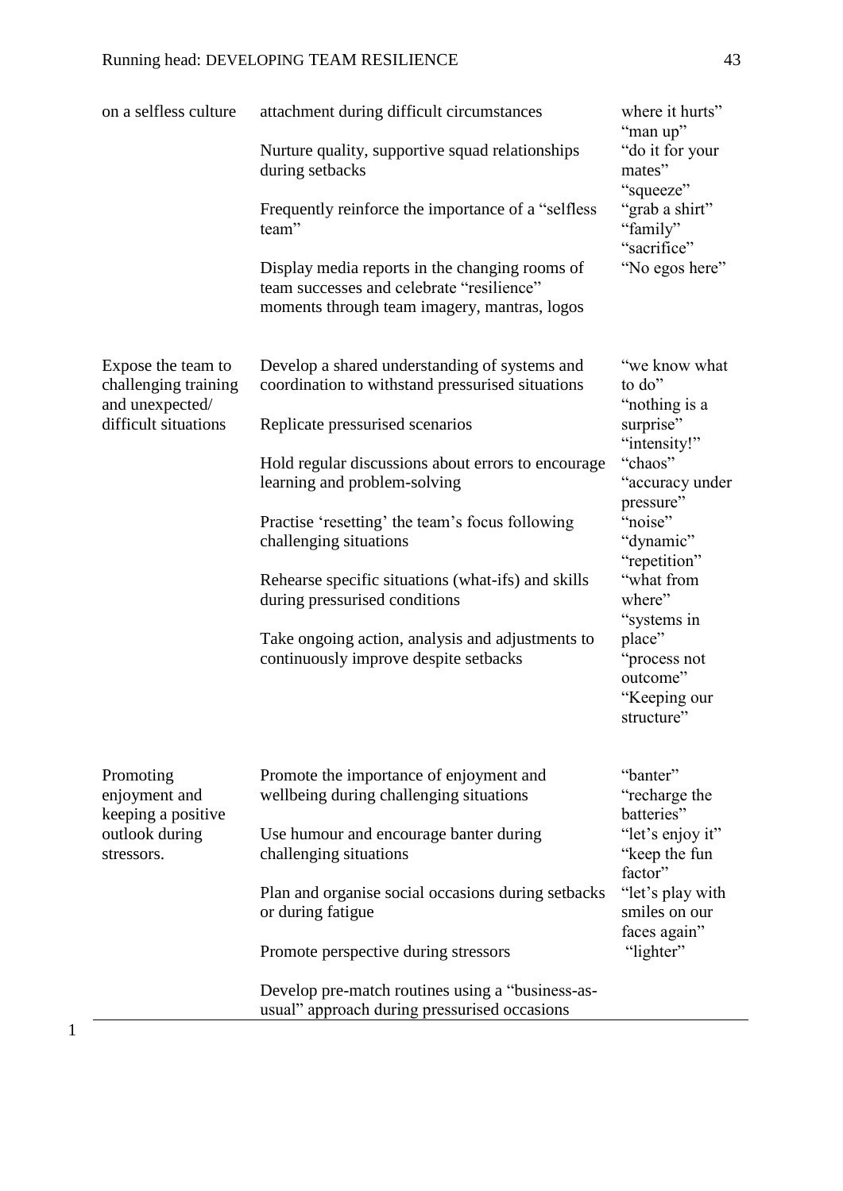| | | |
|---|---|---|
| on a selfless culture | attachment during difficult circumstances<br><br>Nurture quality, supportive squad relationships during setbacks<br><br>Frequently reinforce the importance of a "selfless team"<br><br>Display media reports in the changing rooms of team successes and celebrate "resilience" moments through team imagery, mantras, logos | where it hurts"<br>"man up"<br>"do it for your mates"<br>"squeeze"<br>"grab a shirt"<br>"family"<br>"sacrifice"<br>"No egos here" |
| Expose the team to challenging training and unexpected/ difficult situations | Develop a shared understanding of systems and coordination to withstand pressurised situations<br><br>Replicate pressurised scenarios<br><br>Hold regular discussions about errors to encourage learning and problem-solving<br><br>Practise 'resetting' the team's focus following challenging situations<br><br>Rehearse specific situations (what-ifs) and skills during pressurised conditions<br><br>Take ongoing action, analysis and adjustments to continuously improve despite setbacks | "we know what to do"<br>"nothing is a surprise"<br>"intensity!"<br>"chaos"<br>"accuracy under pressure"<br>"noise"<br>"dynamic"<br>"repetition"<br>"what from where"<br>"systems in place"<br>"process not outcome"<br>"Keeping our structure" |
| Promoting enjoyment and keeping a positive outlook during stressors. | Promote the importance of enjoyment and wellbeing during challenging situations<br><br>Use humour and encourage banter during challenging situations<br><br>Plan and organise social occasions during setbacks or during fatigue<br><br>Promote perspective during stressors<br><br>Develop pre-match routines using a "business-as-usual" approach during pressurised occasions | "banter"<br>"recharge the batteries"<br>"let's enjoy it"<br>"keep the fun factor"<br>"let's play with smiles on our faces again"<br>"lighter" |